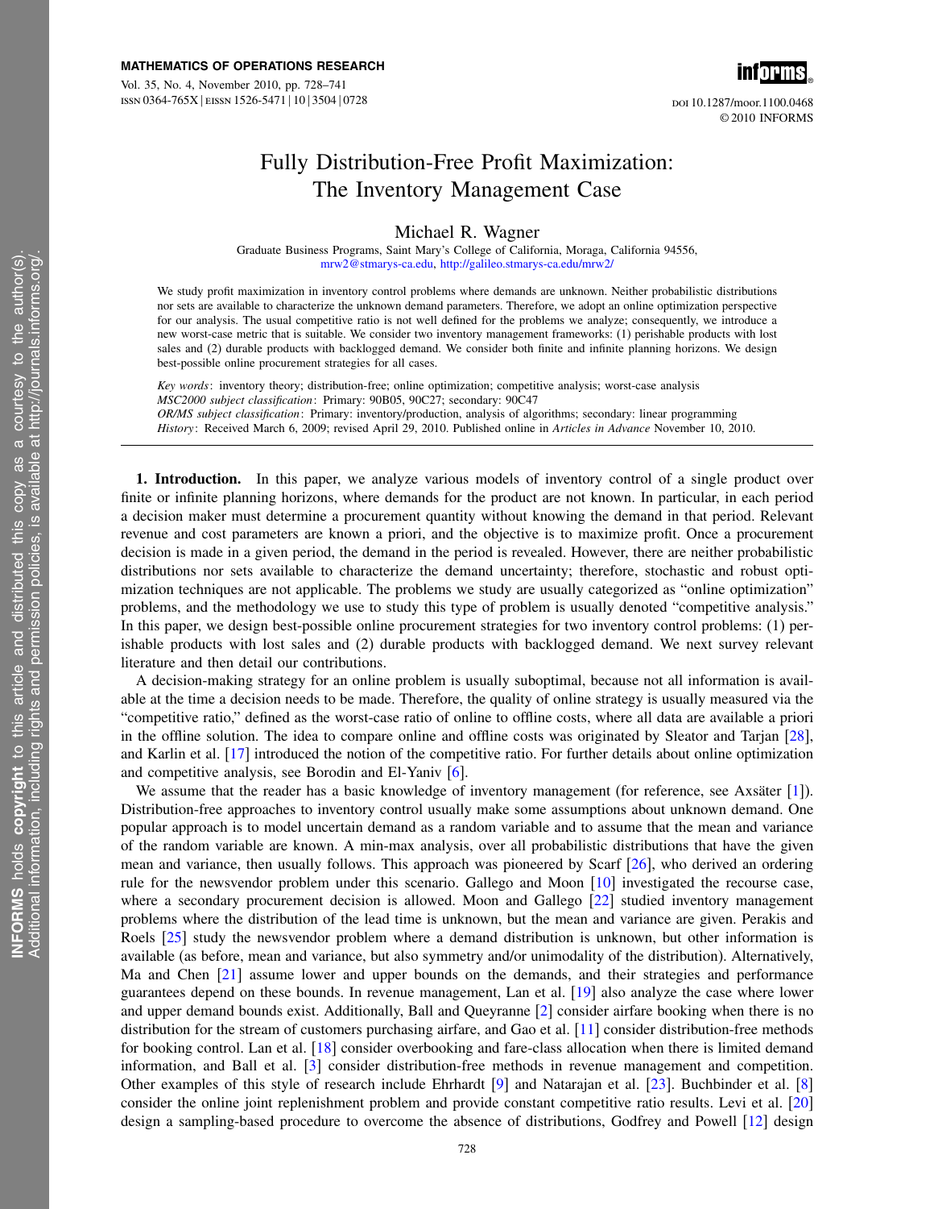# Fully Distribution-Free Profit Maximization: The Inventory Management Case

Michael R. Wagner

Graduate Business Programs, Saint Mary's College of California, Moraga, California 94556,
mrw2@stmarys-ca.edu, http://galileo.stmarys-ca.edu/mrw2/

We study profit maximization in inventory control problems where demands are unknown. Neither probabilistic distributions nor sets are available to characterize the unknown demand parameters. Therefore, we adopt an online optimization perspective for our analysis. The usual competitive ratio is not well defined for the problems we analyze; consequently, we introduce a new worst-case metric that is suitable. We consider two inventory management frameworks: (1) perishable products with lost sales and (2) durable products with backlogged demand. We consider both finite and infinite planning horizons. We design best-possible online procurement strategies for all cases.

*Key words*: inventory theory; distribution-free; online optimization; competitive analysis; worst-case analysis
*MSC2000 subject classification*: Primary: 90B05, 90C27; secondary: 90C47
*OR/MS subject classification*: Primary: inventory/production, analysis of algorithms; secondary: linear programming
*History*: Received March 6, 2009; revised April 29, 2010. Published online in *Articles in Advance* November 10, 2010.

**1. Introduction.** In this paper, we analyze various models of inventory control of a single product over finite or infinite planning horizons, where demands for the product are not known. In particular, in each period a decision maker must determine a procurement quantity without knowing the demand in that period. Relevant revenue and cost parameters are known a priori, and the objective is to maximize profit. Once a procurement decision is made in a given period, the demand in the period is revealed. However, there are neither probabilistic distributions nor sets available to characterize the demand uncertainty; therefore, stochastic and robust optimization techniques are not applicable. The problems we study are usually categorized as "online optimization" problems, and the methodology we use to study this type of problem is usually denoted "competitive analysis." In this paper, we design best-possible online procurement strategies for two inventory control problems: (1) perishable products with lost sales and (2) durable products with backlogged demand. We next survey relevant literature and then detail our contributions.

A decision-making strategy for an online problem is usually suboptimal, because not all information is available at the time a decision needs to be made. Therefore, the quality of online strategy is usually measured via the "competitive ratio," defined as the worst-case ratio of online to offline costs, where all data are available a priori in the offline solution. The idea to compare online and offline costs was originated by Sleator and Tarjan [28], and Karlin et al. [17] introduced the notion of the competitive ratio. For further details about online optimization and competitive analysis, see Borodin and El-Yaniv [6].

We assume that the reader has a basic knowledge of inventory management (for reference, see Axsäter [1]). Distribution-free approaches to inventory control usually make some assumptions about unknown demand. One popular approach is to model uncertain demand as a random variable and to assume that the mean and variance of the random variable are known. A min-max analysis, over all probabilistic distributions that have the given mean and variance, then usually follows. This approach was pioneered by Scarf [26], who derived an ordering rule for the newsvendor problem under this scenario. Gallego and Moon [10] investigated the recourse case, where a secondary procurement decision is allowed. Moon and Gallego [22] studied inventory management problems where the distribution of the lead time is unknown, but the mean and variance are given. Perakis and Roels [25] study the newsvendor problem where a demand distribution is unknown, but other information is available (as before, mean and variance, but also symmetry and/or unimodality of the distribution). Alternatively, Ma and Chen [21] assume lower and upper bounds on the demands, and their strategies and performance guarantees depend on these bounds. In revenue management, Lan et al. [19] also analyze the case where lower and upper demand bounds exist. Additionally, Ball and Queyranne [2] consider airfare booking when there is no distribution for the stream of customers purchasing airfare, and Gao et al. [11] consider distribution-free methods for booking control. Lan et al. [18] consider overbooking and fare-class allocation when there is limited demand information, and Ball et al. [3] consider distribution-free methods in revenue management and competition. Other examples of this style of research include Ehrhardt [9] and Natarajan et al. [23]. Buchbinder et al. [8] consider the online joint replenishment problem and provide constant competitive ratio results. Levi et al. [20] design a sampling-based procedure to overcome the absence of distributions, Godfrey and Powell [12] design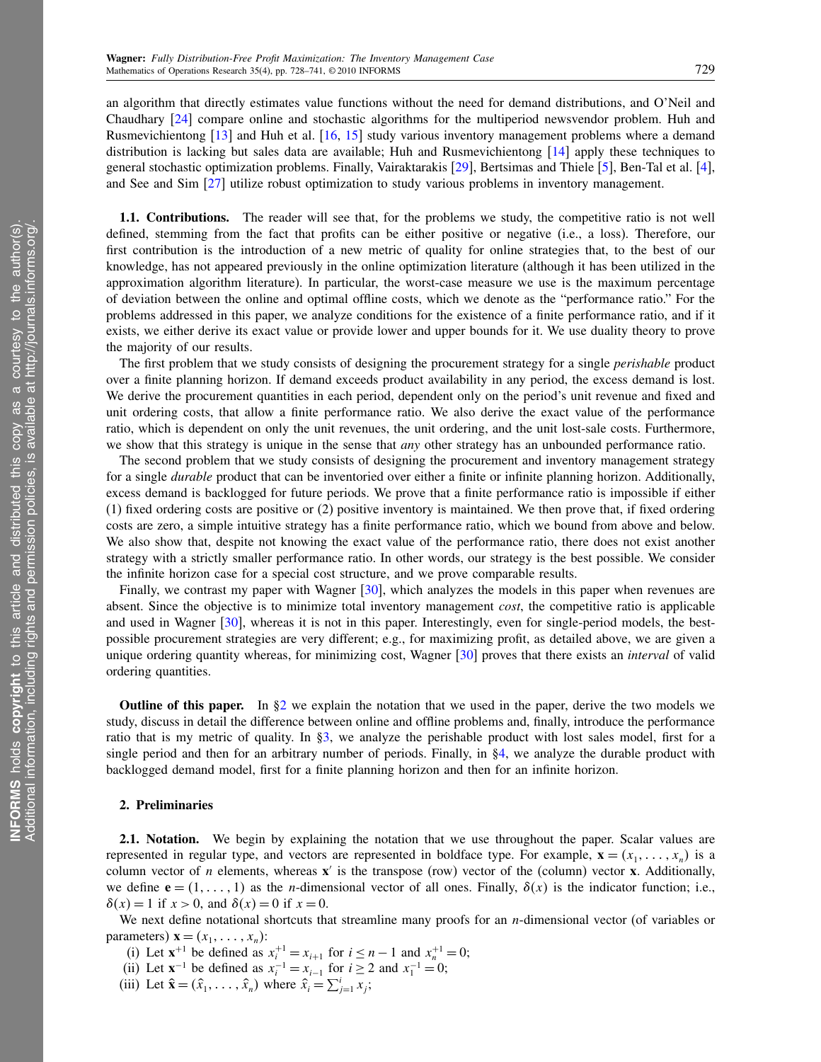an algorithm that directly estimates value functions without the need for demand distributions, and O'Neil and Chaudhary [24] compare online and stochastic algorithms for the multiperiod newsvendor problem. Huh and Rusmevichientong [13] and Huh et al. [16, 15] study various inventory management problems where a demand distribution is lacking but sales data are available; Huh and Rusmevichientong [14] apply these techniques to general stochastic optimization problems. Finally, Vairaktarakis [29], Bertsimas and Thiele [5], Ben-Tal et al. [4], and See and Sim [27] utilize robust optimization to study various problems in inventory management.

**1.1. Contributions.** The reader will see that, for the problems we study, the competitive ratio is not well defined, stemming from the fact that profits can be either positive or negative (i.e., a loss). Therefore, our first contribution is the introduction of a new metric of quality for online strategies that, to the best of our knowledge, has not appeared previously in the online optimization literature (although it has been utilized in the approximation algorithm literature). In particular, the worst-case measure we use is the maximum percentage of deviation between the online and optimal offline costs, which we denote as the "performance ratio." For the problems addressed in this paper, we analyze conditions for the existence of a finite performance ratio, and if it exists, we either derive its exact value or provide lower and upper bounds for it. We use duality theory to prove the majority of our results.

The first problem that we study consists of designing the procurement strategy for a single *perishable* product over a finite planning horizon. If demand exceeds product availability in any period, the excess demand is lost. We derive the procurement quantities in each period, dependent only on the period's unit revenue and fixed and unit ordering costs, that allow a finite performance ratio. We also derive the exact value of the performance ratio, which is dependent on only the unit revenues, the unit ordering, and the unit lost-sale costs. Furthermore, we show that this strategy is unique in the sense that *any* other strategy has an unbounded performance ratio.

The second problem that we study consists of designing the procurement and inventory management strategy for a single *durable* product that can be inventoried over either a finite or infinite planning horizon. Additionally, excess demand is backlogged for future periods. We prove that a finite performance ratio is impossible if either (1) fixed ordering costs are positive or (2) positive inventory is maintained. We then prove that, if fixed ordering costs are zero, a simple intuitive strategy has a finite performance ratio, which we bound from above and below. We also show that, despite not knowing the exact value of the performance ratio, there does not exist another strategy with a strictly smaller performance ratio. In other words, our strategy is the best possible. We consider the infinite horizon case for a special cost structure, and we prove comparable results.

Finally, we contrast my paper with Wagner [30], which analyzes the models in this paper when revenues are absent. Since the objective is to minimize total inventory management *cost*, the competitive ratio is applicable and used in Wagner [30], whereas it is not in this paper. Interestingly, even for single-period models, the best-possible procurement strategies are very different; e.g., for maximizing profit, as detailed above, we are given a unique ordering quantity whereas, for minimizing cost, Wagner [30] proves that there exists an *interval* of valid ordering quantities.

**Outline of this paper.** In §2 we explain the notation that we used in the paper, derive the two models we study, discuss in detail the difference between online and offline problems and, finally, introduce the performance ratio that is my metric of quality. In §3, we analyze the perishable product with lost sales model, first for a single period and then for an arbitrary number of periods. Finally, in §4, we analyze the durable product with backlogged demand model, first for a finite planning horizon and then for an infinite horizon.

## 2. Preliminaries

**2.1. Notation.** We begin by explaining the notation that we use throughout the paper. Scalar values are represented in regular type, and vectors are represented in boldface type. For example, $\mathbf{x} = (x_1, \ldots, x_n)$ is a column vector of $n$ elements, whereas $\mathbf{x}'$ is the transpose (row) vector of the (column) vector $\mathbf{x}$. Additionally, we define $\mathbf{e} = (1, \ldots, 1)$ as the $n$-dimensional vector of all ones. Finally, $\delta(x)$ is the indicator function; i.e., $\delta(x) = 1$ if $x > 0$, and $\delta(x) = 0$ if $x = 0$.

We next define notational shortcuts that streamline many proofs for an $n$-dimensional vector (of variables or parameters) $\mathbf{x} = (x_1, \ldots, x_n)$:

(i) Let $\mathbf{x}^{+1}$ be defined as $x_i^{+1} = x_{i+1}$ for $i \le n-1$ and $x_n^{+1} = 0$;

(ii) Let $\mathbf{x}^{-1}$ be defined as $x_i^{-1} = x_{i-1}$ for $i \ge 2$ and $x_1^{-1} = 0$;

(iii) Let $\hat{\mathbf{x}} = (\hat{x}_1, \ldots, \hat{x}_n)$ where $\hat{x}_i = \sum_{j=1}^{i} x_j$;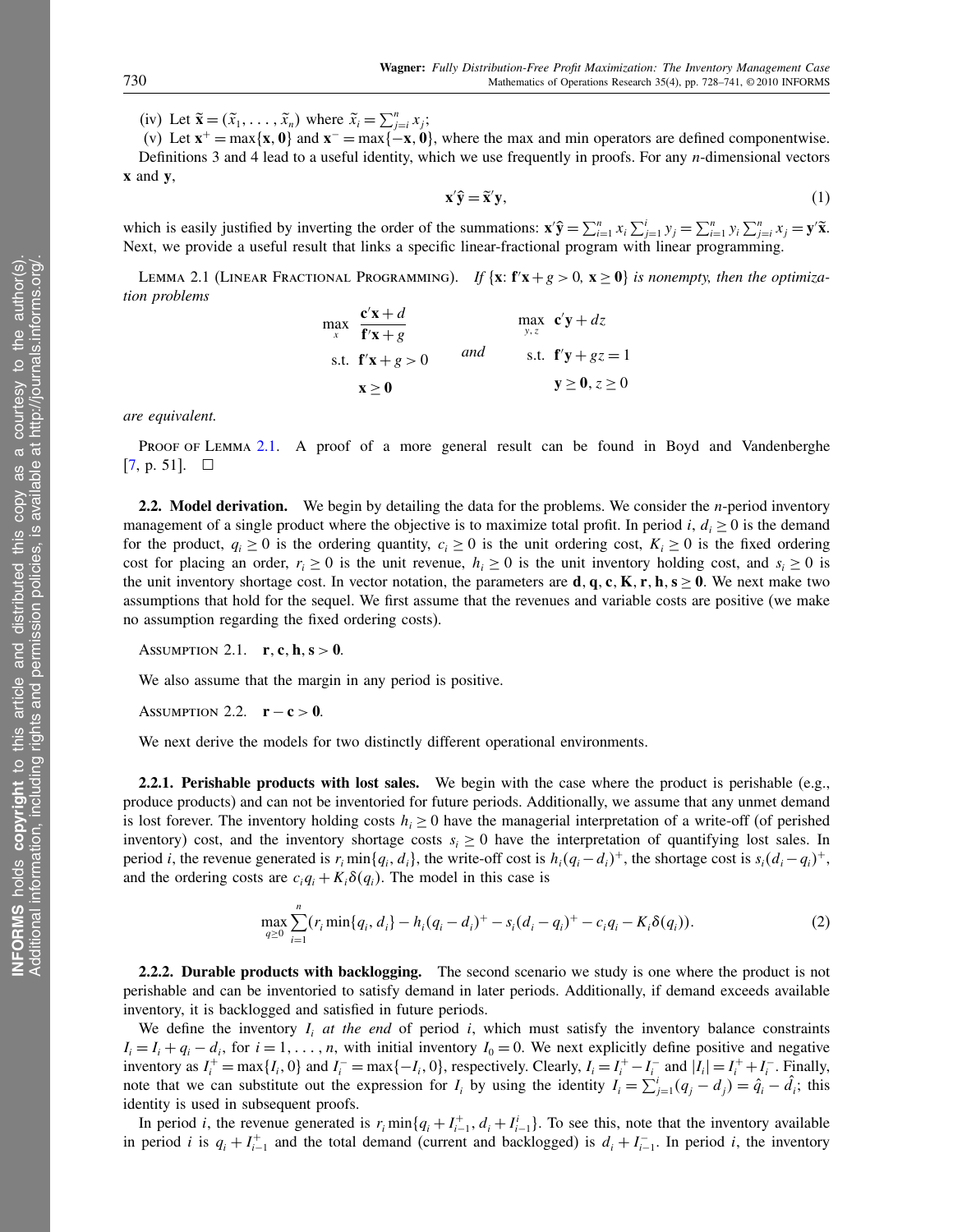(iv) Let $\tilde{\mathbf{x}} = (\tilde{x}_1, \ldots, \tilde{x}_n)$ where $\tilde{x}_i = \sum_{j=i}^n x_j$;

(v) Let $\mathbf{x}^+ = \max\{\mathbf{x}, \mathbf{0}\}$ and $\mathbf{x}^- = \max\{-\mathbf{x}, \mathbf{0}\}$, where the max and min operators are defined componentwise.

Definitions 3 and 4 lead to a useful identity, which we use frequently in proofs. For any $n$-dimensional vectors $\mathbf{x}$ and $\mathbf{y}$,

$$\mathbf{x}'\hat{\mathbf{y}} = \tilde{\mathbf{x}}'\mathbf{y}, \tag{1}$$

which is easily justified by inverting the order of the summations: $\mathbf{x}'\hat{\mathbf{y}} = \sum_{i=1}^n x_i \sum_{j=1}^i y_j = \sum_{i=1}^n y_i \sum_{j=i}^n x_j = \mathbf{y}'\tilde{\mathbf{x}}$. Next, we provide a useful result that links a specific linear-fractional program with linear programming.

Lemma 2.1 (Linear Fractional Programming). *If $\{\mathbf{x}: \mathbf{f}'\mathbf{x} + g > 0,\ \mathbf{x} \geq \mathbf{0}\}$ is nonempty, then the optimization problems*

$$\begin{aligned} \max_x \ & \frac{\mathbf{c}'\mathbf{x} + d}{\mathbf{f}'\mathbf{x} + g} \\ \text{s.t. } & \mathbf{f}'\mathbf{x} + g > 0 \\ & \mathbf{x} \geq \mathbf{0} \end{aligned} \qquad \text{and} \qquad \begin{aligned} \max_{y,z} \ & \mathbf{c}'\mathbf{y} + dz \\ \text{s.t. } & \mathbf{f}'\mathbf{y} + gz = 1 \\ & \mathbf{y} \geq \mathbf{0}, z \geq 0 \end{aligned}$$

*are equivalent.*

Proof of Lemma 2.1. A proof of a more general result can be found in Boyd and Vandenberghe [7, p. 51]. □

**2.2. Model derivation.** We begin by detailing the data for the problems. We consider the $n$-period inventory management of a single product where the objective is to maximize total profit. In period $i$, $d_i \geq 0$ is the demand for the product, $q_i \geq 0$ is the ordering quantity, $c_i \geq 0$ is the unit ordering cost, $K_i \geq 0$ is the fixed ordering cost for placing an order, $r_i \geq 0$ is the unit revenue, $h_i \geq 0$ is the unit inventory holding cost, and $s_i \geq 0$ is the unit inventory shortage cost. In vector notation, the parameters are $\mathbf{d}, \mathbf{q}, \mathbf{c}, \mathbf{K}, \mathbf{r}, \mathbf{h}, \mathbf{s} \geq \mathbf{0}$. We next make two assumptions that hold for the sequel. We first assume that the revenues and variable costs are positive (we make no assumption regarding the fixed ordering costs).

Assumption 2.1. $\mathbf{r}, \mathbf{c}, \mathbf{h}, \mathbf{s} > \mathbf{0}$.

We also assume that the margin in any period is positive.

Assumption 2.2. $\mathbf{r} - \mathbf{c} > \mathbf{0}$.

We next derive the models for two distinctly different operational environments.

**2.2.1. Perishable products with lost sales.** We begin with the case where the product is perishable (e.g., produce products) and can not be inventoried for future periods. Additionally, we assume that any unmet demand is lost forever. The inventory holding costs $h_i \geq 0$ have the managerial interpretation of a write-off (of perished inventory) cost, and the inventory shortage costs $s_i \geq 0$ have the interpretation of quantifying lost sales. In period $i$, the revenue generated is $r_i \min\{q_i, d_i\}$, the write-off cost is $h_i(q_i - d_i)^+$, the shortage cost is $s_i(d_i - q_i)^+$, and the ordering costs are $c_i q_i + K_i \delta(q_i)$. The model in this case is

$$\max_{q \geq 0} \sum_{i=1}^n (r_i \min\{q_i, d_i\} - h_i(q_i - d_i)^+ - s_i(d_i - q_i)^+ - c_i q_i - K_i \delta(q_i)). \tag{2}$$

**2.2.2. Durable products with backlogging.** The second scenario we study is one where the product is not perishable and can be inventoried to satisfy demand in later periods. Additionally, if demand exceeds available inventory, it is backlogged and satisfied in future periods.

We define the inventory $I_i$ *at the end* of period $i$, which must satisfy the inventory balance constraints $I_i = I_i + q_i - d_i$, for $i = 1, \ldots, n$, with initial inventory $I_0 = 0$. We next explicitly define positive and negative inventory as $I_i^+ = \max\{I_i, 0\}$ and $I_i^- = \max\{-I_i, 0\}$, respectively. Clearly, $I_i = I_i^+ - I_i^-$ and $|I_i| = I_i^+ + I_i^-$. Finally, note that we can substitute out the expression for $I_i$ by using the identity $I_i = \sum_{j=1}^i (q_j - d_j) = \hat{q}_i - \hat{d}_i$; this identity is used in subsequent proofs.

In period $i$, the revenue generated is $r_i \min\{q_i + I_{i-1}^+, d_i + I_{i-1}^i\}$. To see this, note that the inventory available in period $i$ is $q_i + I_{i-1}^+$ and the total demand (current and backlogged) is $d_i + I_{i-1}^-$. In period $i$, the inventory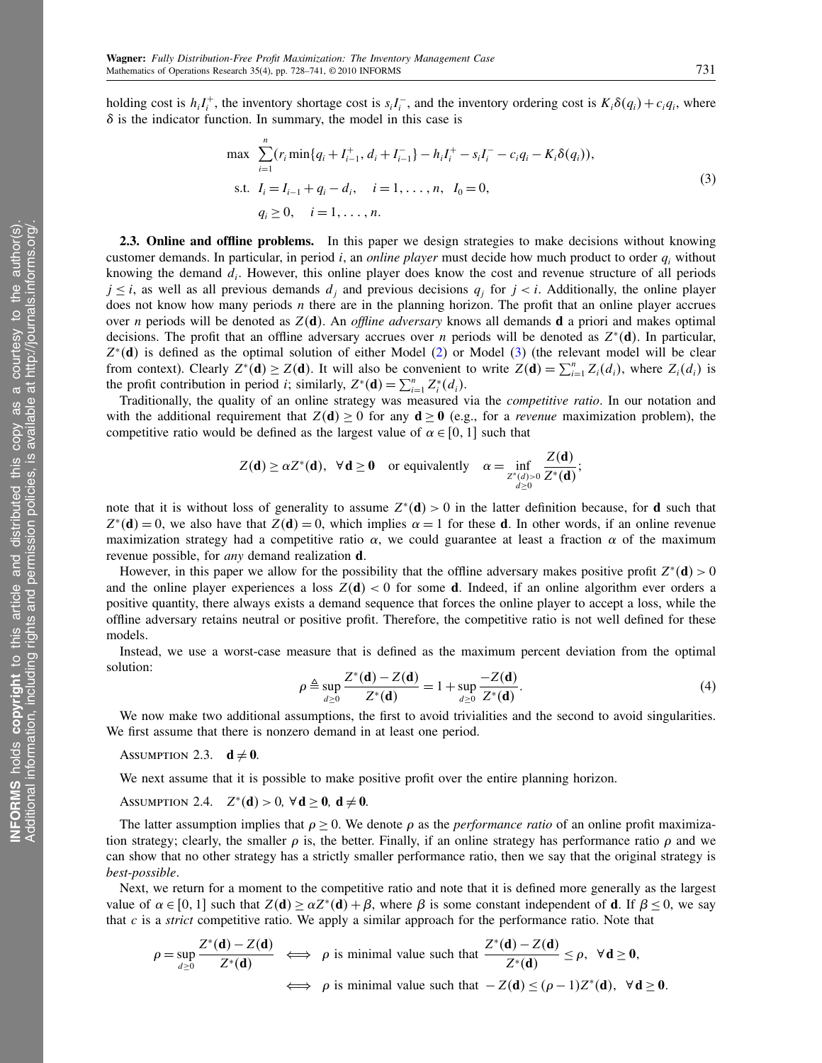holding cost is $h_i I_i^+$, the inventory shortage cost is $s_i I_i^-$, and the inventory ordering cost is $K_i \delta(q_i) + c_i q_i$, where $\delta$ is the indicator function. In summary, the model in this case is

$$
\begin{aligned}
\max \quad & \sum_{i=1}^{n} (r_i \min\{q_i + I_{i-1}^+, d_i + I_{i-1}^-\} - h_i I_i^+ - s_i I_i^- - c_i q_i - K_i \delta(q_i)), \\
\text{s.t.} \quad & I_i = I_{i-1} + q_i - d_i, \quad i = 1, \ldots, n, \quad I_0 = 0, \\
& q_i \geq 0, \quad i = 1, \ldots, n.
\end{aligned} \tag{3}
$$

**2.3. Online and offline problems.** In this paper we design strategies to make decisions without knowing customer demands. In particular, in period $i$, an *online player* must decide how much product to order $q_i$ without knowing the demand $d_i$. However, this online player does know the cost and revenue structure of all periods $j \leq i$, as well as all previous demands $d_j$ and previous decisions $q_j$ for $j < i$. Additionally, the online player does not know how many periods $n$ there are in the planning horizon. The profit that an online player accrues over $n$ periods will be denoted as $Z(\mathbf{d})$. An *offline adversary* knows all demands $\mathbf{d}$ a priori and makes optimal decisions. The profit that an offline adversary accrues over $n$ periods will be denoted as $Z^*(\mathbf{d})$. In particular, $Z^*(\mathbf{d})$ is defined as the optimal solution of either Model (2) or Model (3) (the relevant model will be clear from context). Clearly $Z^*(\mathbf{d}) \geq Z(\mathbf{d})$. It will also be convenient to write $Z(\mathbf{d}) = \sum_{i=1}^n Z_i(d_i)$, where $Z_i(d_i)$ is the profit contribution in period $i$; similarly, $Z^*(\mathbf{d}) = \sum_{i=1}^n Z_i^*(d_i)$.

Traditionally, the quality of an online strategy was measured via the *competitive ratio*. In our notation and with the additional requirement that $Z(\mathbf{d}) \geq 0$ for any $\mathbf{d} \geq \mathbf{0}$ (e.g., for a *revenue* maximization problem), the competitive ratio would be defined as the largest value of $\alpha \in [0, 1]$ such that

$$
Z(\mathbf{d}) \geq \alpha Z^*(\mathbf{d}), \quad \forall\, \mathbf{d} \geq \mathbf{0} \quad \text{or equivalently} \quad \alpha = \inf_{\substack{Z^*(d) > 0 \\ d \geq 0}} \frac{Z(\mathbf{d})}{Z^*(\mathbf{d})};
$$

note that it is without loss of generality to assume $Z^*(\mathbf{d}) > 0$ in the latter definition because, for $\mathbf{d}$ such that $Z^*(\mathbf{d}) = 0$, we also have that $Z(\mathbf{d}) = 0$, which implies $\alpha = 1$ for these $\mathbf{d}$. In other words, if an online revenue maximization strategy had a competitive ratio $\alpha$, we could guarantee at least a fraction $\alpha$ of the maximum revenue possible, for *any* demand realization $\mathbf{d}$.

However, in this paper we allow for the possibility that the offline adversary makes positive profit $Z^*(\mathbf{d}) > 0$ and the online player experiences a loss $Z(\mathbf{d}) < 0$ for some $\mathbf{d}$. Indeed, if an online algorithm ever orders a positive quantity, there always exists a demand sequence that forces the online player to accept a loss, while the offline adversary retains neutral or positive profit. Therefore, the competitive ratio is not well defined for these models.

Instead, we use a worst-case measure that is defined as the maximum percent deviation from the optimal solution:

$$
\rho \triangleq \sup_{d \geq 0} \frac{Z^*(\mathbf{d}) - Z(\mathbf{d})}{Z^*(\mathbf{d})} = 1 + \sup_{d \geq 0} \frac{-Z(\mathbf{d})}{Z^*(\mathbf{d})}. \tag{4}
$$

We now make two additional assumptions, the first to avoid trivialities and the second to avoid singularities. We first assume that there is nonzero demand in at least one period.

ASSUMPTION 2.3. $\mathbf{d} \neq \mathbf{0}$.

We next assume that it is possible to make positive profit over the entire planning horizon.

ASSUMPTION 2.4. $Z^*(\mathbf{d}) > 0$, $\forall\, \mathbf{d} \geq \mathbf{0}$, $\mathbf{d} \neq \mathbf{0}$.

The latter assumption implies that $\rho \geq 0$. We denote $\rho$ as the *performance ratio* of an online profit maximization strategy; clearly, the smaller $\rho$ is, the better. Finally, if an online strategy has performance ratio $\rho$ and we can show that no other strategy has a strictly smaller performance ratio, then we say that the original strategy is *best-possible*.

Next, we return for a moment to the competitive ratio and note that it is defined more generally as the largest value of $\alpha \in [0, 1]$ such that $Z(\mathbf{d}) \geq \alpha Z^*(\mathbf{d}) + \beta$, where $\beta$ is some constant independent of $\mathbf{d}$. If $\beta \leq 0$, we say that $c$ is a *strict* competitive ratio. We apply a similar approach for the performance ratio. Note that

$$
\begin{aligned}
\rho = \sup_{d \geq 0} \frac{Z^*(\mathbf{d}) - Z(\mathbf{d})}{Z^*(\mathbf{d})} \quad & \Longleftrightarrow \quad \rho \text{ is minimal value such that } \frac{Z^*(\mathbf{d}) - Z(\mathbf{d})}{Z^*(\mathbf{d})} \leq \rho, \quad \forall\, \mathbf{d} \geq \mathbf{0}, \\
& \Longleftrightarrow \quad \rho \text{ is minimal value such that } -Z(\mathbf{d}) \leq (\rho - 1) Z^*(\mathbf{d}), \quad \forall\, \mathbf{d} \geq \mathbf{0}.
\end{aligned}
$$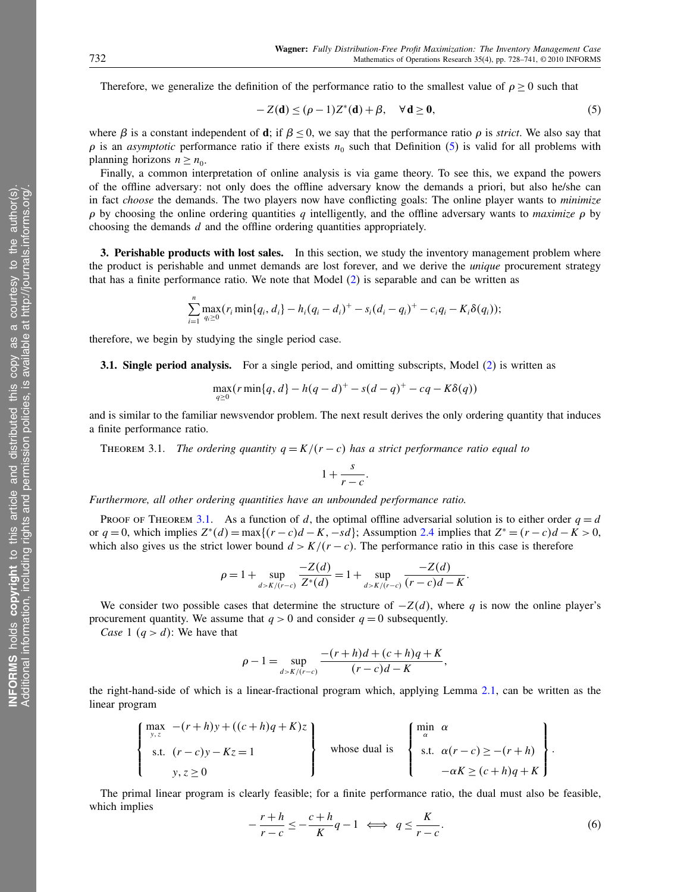Therefore, we generalize the definition of the performance ratio to the smallest value of $\rho \geq 0$ such that

$$-Z(\mathbf{d}) \leq (\rho - 1)Z^*(\mathbf{d}) + \beta, \quad \forall\, \mathbf{d} \geq \mathbf{0}, \tag{5}$$

where $\beta$ is a constant independent of $\mathbf{d}$; if $\beta \leq 0$, we say that the performance ratio $\rho$ is *strict*. We also say that $\rho$ is an *asymptotic* performance ratio if there exists $n_0$ such that Definition (5) is valid for all problems with planning horizons $n \geq n_0$.

Finally, a common interpretation of online analysis is via game theory. To see this, we expand the powers of the offline adversary: not only does the offline adversary know the demands a priori, but also he/she can in fact *choose* the demands. The two players now have conflicting goals: The online player wants to *minimize* $\rho$ by choosing the online ordering quantities $q$ intelligently, and the offline adversary wants to *maximize* $\rho$ by choosing the demands $d$ and the offline ordering quantities appropriately.

## 3. Perishable products with lost sales.

In this section, we study the inventory management problem where the product is perishable and unmet demands are lost forever, and we derive the *unique* procurement strategy that has a finite performance ratio. We note that Model (2) is separable and can be written as

$$\sum_{i=1}^{n} \max_{q_i \geq 0} (r_i \min\{q_i, d_i\} - h_i(q_i - d_i)^+ - s_i(d_i - q_i)^+ - c_i q_i - K_i \delta(q_i));$$

therefore, we begin by studying the single period case.

### 3.1. Single period analysis.

For a single period, and omitting subscripts, Model (2) is written as

$$\max_{q \geq 0} (r \min\{q, d\} - h(q-d)^+ - s(d-q)^+ - cq - K\delta(q))$$

and is similar to the familiar newsvendor problem. The next result derives the only ordering quantity that induces a finite performance ratio.

THEOREM 3.1. *The ordering quantity $q = K/(r-c)$ has a strict performance ratio equal to*

$$1 + \frac{s}{r-c}.$$

*Furthermore, all other ordering quantities have an unbounded performance ratio.*

PROOF OF THEOREM 3.1. As a function of $d$, the optimal offline adversarial solution is to either order $q = d$ or $q = 0$, which implies $Z^*(d) = \max\{(r-c)d - K, -sd\}$; Assumption 2.4 implies that $Z^* = (r-c)d - K > 0$, which also gives us the strict lower bound $d > K/(r-c)$. The performance ratio in this case is therefore

$$\rho = 1 + \sup_{d > K/(r-c)} \frac{-Z(d)}{Z^*(d)} = 1 + \sup_{d > K/(r-c)} \frac{-Z(d)}{(r-c)d - K}.$$

We consider two possible cases that determine the structure of $-Z(d)$, where $q$ is now the online player's procurement quantity. We assume that $q > 0$ and consider $q = 0$ subsequently.

*Case* 1 ($q > d$): We have that

$$\rho - 1 = \sup_{d > K/(r-c)} \frac{-(r+h)d + (c+h)q + K}{(r-c)d - K},$$

the right-hand-side of which is a linear-fractional program which, applying Lemma 2.1, can be written as the linear program

$$\left\{ \begin{array}{ll} \max\limits_{y,z} & -(r+h)y + ((c+h)q + K)z \\ \text{s.t.} & (r-c)y - Kz = 1 \\ & y, z \geq 0 \end{array} \right\} \quad \text{whose dual is} \quad \left\{ \begin{array}{ll} \min\limits_{\alpha} & \alpha \\ \text{s.t.} & \alpha(r-c) \geq -(r+h) \\ & -\alpha K \geq (c+h)q + K \end{array} \right\}.$$

The primal linear program is clearly feasible; for a finite performance ratio, the dual must also be feasible, which implies

$$-\frac{r+h}{r-c} \leq -\frac{c+h}{K}q - 1 \iff q \leq \frac{K}{r-c}. \tag{6}$$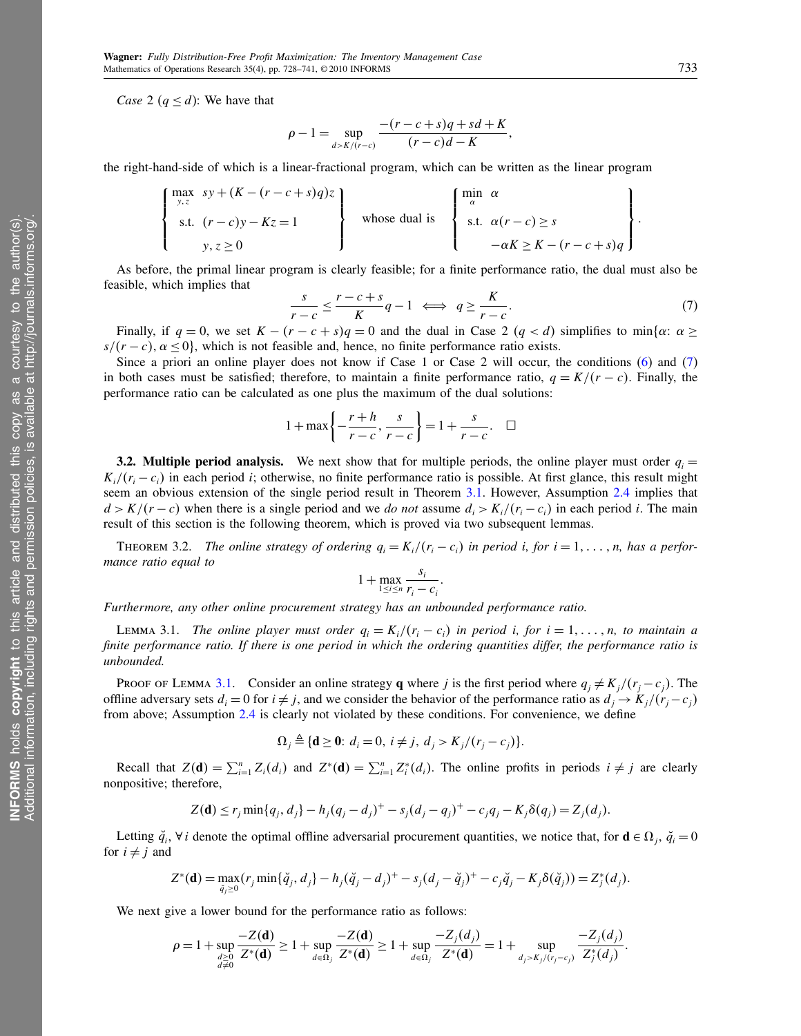*Case* 2 ($q \le d$): We have that

$$\rho - 1 = \sup_{d > K/(r-c)} \frac{-(r-c+s)q + sd + K}{(r-c)d - K},$$

the right-hand-side of which is a linear-fractional program, which can be written as the linear program

$$\left\{ \begin{array}{ll} \max\limits_{y,z} & sy + (K - (r-c+s)q)z \\ \text{s.t.} & (r-c)y - Kz = 1 \\ & y, z \ge 0 \end{array} \right\} \quad \text{whose dual is} \quad \left\{ \begin{array}{ll} \min\limits_{\alpha} & \alpha \\ \text{s.t.} & \alpha(r-c) \ge s \\ & -\alpha K \ge K - (r-c+s)q \end{array} \right\}.$$

As before, the primal linear program is clearly feasible; for a finite performance ratio, the dual must also be feasible, which implies that

$$\frac{s}{r-c} \le \frac{r-c+s}{K} q - 1 \iff q \ge \frac{K}{r-c}. \tag{7}$$

Finally, if $q = 0$, we set $K - (r-c+s)q = 0$ and the dual in Case 2 ($q < d$) simplifies to $\min\{\alpha \colon \alpha \ge s/(r-c), \alpha \le 0\}$, which is not feasible and, hence, no finite performance ratio exists.

Since a priori an online player does not know if Case 1 or Case 2 will occur, the conditions (6) and (7) in both cases must be satisfied; therefore, to maintain a finite performance ratio, $q = K/(r-c)$. Finally, the performance ratio can be calculated as one plus the maximum of the dual solutions:

$$1 + \max\left\{ -\frac{r+h}{r-c}, \frac{s}{r-c} \right\} = 1 + \frac{s}{r-c}. \quad \square$$

**3.2. Multiple period analysis.** We next show that for multiple periods, the online player must order $q_i = K_i/(r_i - c_i)$ in each period $i$; otherwise, no finite performance ratio is possible. At first glance, this result might seem an obvious extension of the single period result in Theorem 3.1. However, Assumption 2.4 implies that $d > K/(r-c)$ when there is a single period and we *do not* assume $d_i > K_i/(r_i - c_i)$ in each period $i$. The main result of this section is the following theorem, which is proved via two subsequent lemmas.

THEOREM 3.2. *The online strategy of ordering $q_i = K_i/(r_i - c_i)$ in period i, for $i = 1, \ldots, n$, has a performance ratio equal to*

$$1 + \max_{1 \le i \le n} \frac{s_i}{r_i - c_i}.$$

*Furthermore, any other online procurement strategy has an unbounded performance ratio.*

LEMMA 3.1. *The online player must order $q_i = K_i/(r_i - c_i)$ in period i, for $i = 1, \ldots, n$, to maintain a finite performance ratio. If there is one period in which the ordering quantities differ, the performance ratio is unbounded.*

PROOF OF LEMMA 3.1. Consider an online strategy $\mathbf{q}$ where $j$ is the first period where $q_j \ne K_j/(r_j - c_j)$. The offline adversary sets $d_i = 0$ for $i \ne j$, and we consider the behavior of the performance ratio as $d_j \to K_j/(r_j - c_j)$ from above; Assumption 2.4 is clearly not violated by these conditions. For convenience, we define

$$\Omega_j \triangleq \{\mathbf{d} \ge \mathbf{0} \colon d_i = 0,\ i \ne j,\ d_j > K_j/(r_j - c_j)\}.$$

Recall that $Z(\mathbf{d}) = \sum_{i=1}^n Z_i(d_i)$ and $Z^*(\mathbf{d}) = \sum_{i=1}^n Z_i^*(d_i)$. The online profits in periods $i \ne j$ are clearly nonpositive; therefore,

$$Z(\mathbf{d}) \le r_j \min\{q_j, d_j\} - h_j(q_j - d_j)^+ - s_j(d_j - q_j)^+ - c_j q_j - K_j \delta(q_j) = Z_j(d_j).$$

Letting $\check{q}_i, \forall\, i$ denote the optimal offline adversarial procurement quantities, we notice that, for $\mathbf{d} \in \Omega_j$, $\check{q}_i = 0$ for $i \ne j$ and

$$Z^*(\mathbf{d}) = \max_{\check{q}_j \ge 0} (r_j \min\{\check{q}_j, d_j\} - h_j(\check{q}_j - d_j)^+ - s_j(d_j - \check{q}_j)^+ - c_j \check{q}_j - K_j \delta(\check{q}_j)) = Z_j^*(d_j).$$

We next give a lower bound for the performance ratio as follows:

$$\rho = 1 + \sup_{\substack{d \ge 0 \\ d \ne 0}} \frac{-Z(\mathbf{d})}{Z^*(\mathbf{d})} \ge 1 + \sup_{d \in \Omega_j} \frac{-Z(\mathbf{d})}{Z^*(\mathbf{d})} \ge 1 + \sup_{d \in \Omega_j} \frac{-Z_j(d_j)}{Z^*(\mathbf{d})} = 1 + \sup_{d_j > K_j/(r_j - c_j)} \frac{-Z_j(d_j)}{Z_j^*(d_j)}.$$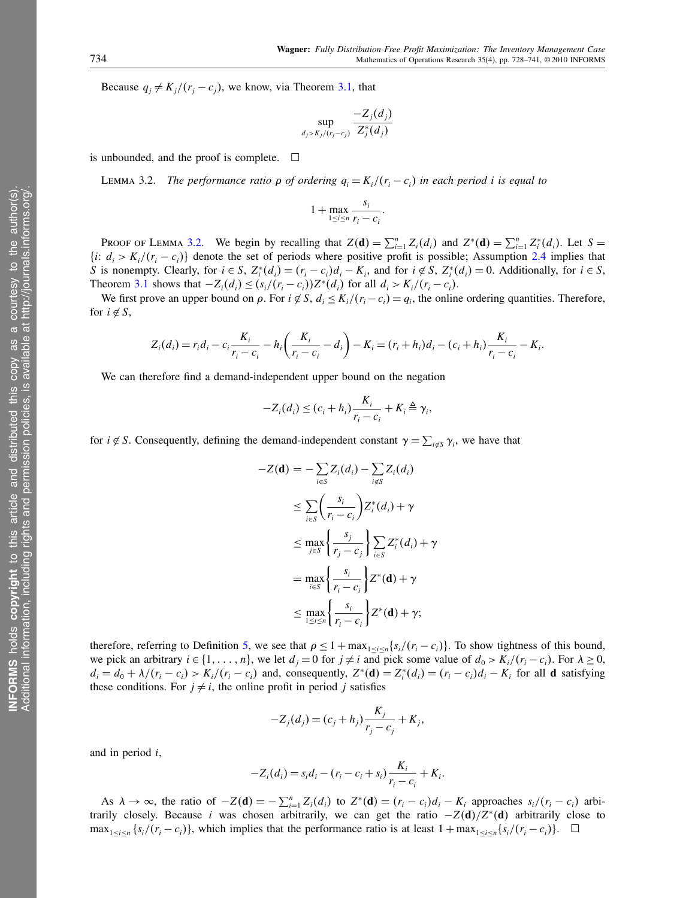Because $q_j \neq K_j/(r_j - c_j)$, we know, via Theorem 3.1, that

$$\sup_{d_j > K_j/(r_j - c_j)} \frac{-Z_j(d_j)}{Z_j^*(d_j)}$$

is unbounded, and the proof is complete. $\square$

LEMMA 3.2. *The performance ratio $\rho$ of ordering $q_i = K_i/(r_i - c_i)$ in each period $i$ is equal to*

$$1 + \max_{1 \le i \le n} \frac{s_i}{r_i - c_i}.$$

PROOF OF LEMMA 3.2. We begin by recalling that $Z(\mathbf{d}) = \sum_{i=1}^n Z_i(d_i)$ and $Z^*(\mathbf{d}) = \sum_{i=1}^n Z_i^*(d_i)$. Let $S = \{i\colon d_i > K_i/(r_i - c_i)\}$ denote the set of periods where positive profit is possible; Assumption 2.4 implies that $S$ is nonempty. Clearly, for $i \in S$, $Z_i^*(d_i) = (r_i - c_i)d_i - K_i$, and for $i \notin S$, $Z_i^*(d_i) = 0$. Additionally, for $i \in S$, Theorem 3.1 shows that $-Z_i(d_i) \le (s_i/(r_i - c_i))Z^*(d_i)$ for all $d_i > K_i/(r_i - c_i)$.

We first prove an upper bound on $\rho$. For $i \notin S$, $d_i \le K_i/(r_i - c_i) = q_i$, the online ordering quantities. Therefore, for $i \notin S$,

$$Z_i(d_i) = r_i d_i - c_i \frac{K_i}{r_i - c_i} - h_i\left(\frac{K_i}{r_i - c_i} - d_i\right) - K_i = (r_i + h_i)d_i - (c_i + h_i)\frac{K_i}{r_i - c_i} - K_i.$$

We can therefore find a demand-independent upper bound on the negation

$$-Z_i(d_i) \le (c_i + h_i)\frac{K_i}{r_i - c_i} + K_i \triangleq \gamma_i,$$

for $i \notin S$. Consequently, defining the demand-independent constant $\gamma = \sum_{i \notin S} \gamma_i$, we have that

$$\begin{aligned}
-Z(\mathbf{d}) &= -\sum_{i \in S} Z_i(d_i) - \sum_{i \notin S} Z_i(d_i) \\
&\le \sum_{i \in S}\left(\frac{s_i}{r_i - c_i}\right) Z_i^*(d_i) + \gamma \\
&\le \max_{j \in S}\left\{\frac{s_j}{r_j - c_j}\right\} \sum_{i \in S} Z_i^*(d_i) + \gamma \\
&= \max_{i \in S}\left\{\frac{s_i}{r_i - c_i}\right\} Z^*(\mathbf{d}) + \gamma \\
&\le \max_{1 \le i \le n}\left\{\frac{s_i}{r_i - c_i}\right\} Z^*(\mathbf{d}) + \gamma;
\end{aligned}$$

therefore, referring to Definition 5, we see that $\rho \le 1 + \max_{1 \le i \le n}\{s_i/(r_i - c_i)\}$. To show tightness of this bound, we pick an arbitrary $i \in \{1, \ldots, n\}$, we let $d_j = 0$ for $j \neq i$ and pick some value of $d_0 > K_i/(r_i - c_i)$. For $\lambda \ge 0$, $d_i = d_0 + \lambda/(r_i - c_i) > K_i/(r_i - c_i)$ and, consequently, $Z^*(\mathbf{d}) = Z_i^*(d_i) = (r_i - c_i)d_i - K_i$ for all $\mathbf{d}$ satisfying these conditions. For $j \neq i$, the online profit in period $j$ satisfies

$$-Z_j(d_j) = (c_j + h_j)\frac{K_j}{r_j - c_j} + K_j,$$

and in period $i$,

$$-Z_i(d_i) = s_i d_i - (r_i - c_i + s_i)\frac{K_i}{r_i - c_i} + K_i.$$

As $\lambda \to \infty$, the ratio of $-Z(\mathbf{d}) = -\sum_{i=1}^n Z_i(d_i)$ to $Z^*(\mathbf{d}) = (r_i - c_i)d_i - K_i$ approaches $s_i/(r_i - c_i)$ arbitrarily closely. Because $i$ was chosen arbitrarily, we can get the ratio $-Z(\mathbf{d})/Z^*(\mathbf{d})$ arbitrarily close to $\max_{1 \le i \le n}\{s_i/(r_i - c_i)\}$, which implies that the performance ratio is at least $1 + \max_{1 \le i \le n}\{s_i/(r_i - c_i)\}$. $\square$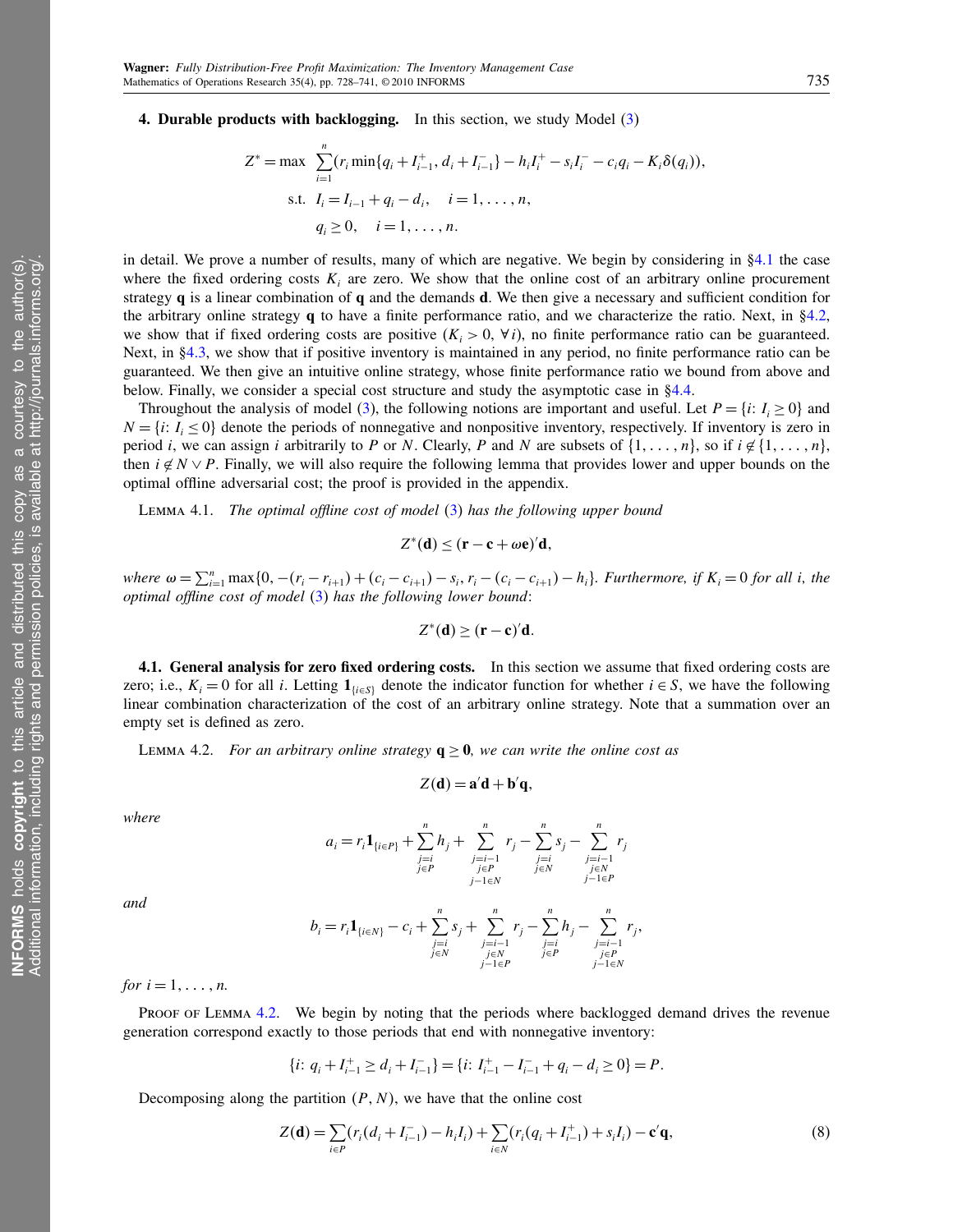**4. Durable products with backlogging.** In this section, we study Model (3)

$$
\begin{aligned}
Z^* = \max \quad & \sum_{i=1}^{n} (r_i \min\{q_i + I_{i-1}^+, d_i + I_{i-1}^-\} - h_i I_i^+ - s_i I_i^- - c_i q_i - K_i \delta(q_i)), \\
\text{s.t.} \quad & I_i = I_{i-1} + q_i - d_i, \quad i = 1, \ldots, n, \\
& q_i \geq 0, \quad i = 1, \ldots, n.
\end{aligned}
$$

in detail. We prove a number of results, many of which are negative. We begin by considering in §4.1 the case where the fixed ordering costs $K_i$ are zero. We show that the online cost of an arbitrary online procurement strategy $\mathbf{q}$ is a linear combination of $\mathbf{q}$ and the demands $\mathbf{d}$. We then give a necessary and sufficient condition for the arbitrary online strategy $\mathbf{q}$ to have a finite performance ratio, and we characterize the ratio. Next, in §4.2, we show that if fixed ordering costs are positive ($K_i > 0$, $\forall\, i$), no finite performance ratio can be guaranteed. Next, in §4.3, we show that if positive inventory is maintained in any period, no finite performance ratio can be guaranteed. We then give an intuitive online strategy, whose finite performance ratio we bound from above and below. Finally, we consider a special cost structure and study the asymptotic case in §4.4.

Throughout the analysis of model (3), the following notions are important and useful. Let $P = \{i\colon I_i \geq 0\}$ and $N = \{i\colon I_i \leq 0\}$ denote the periods of nonnegative and nonpositive inventory, respectively. If inventory is zero in period $i$, we can assign $i$ arbitrarily to $P$ or $N$. Clearly, $P$ and $N$ are subsets of $\{1, \ldots, n\}$, so if $i \notin \{1, \ldots, n\}$, then $i \notin N \vee P$. Finally, we will also require the following lemma that provides lower and upper bounds on the optimal offline adversarial cost; the proof is provided in the appendix.

Lemma 4.1. *The optimal offline cost of model* (3) *has the following upper bound*

$$Z^*(\mathbf{d}) \leq (\mathbf{r} - \mathbf{c} + \omega \mathbf{e})' \mathbf{d},$$

*where* $\omega = \sum_{i=1}^{n} \max\{0, -(r_i - r_{i+1}) + (c_i - c_{i+1}) - s_i, r_i - (c_i - c_{i+1}) - h_i\}$. *Furthermore, if* $K_i = 0$ *for all* $i$, *the optimal offline cost of model* (3) *has the following lower bound*:

$$Z^*(\mathbf{d}) \geq (\mathbf{r} - \mathbf{c})' \mathbf{d}.$$

**4.1. General analysis for zero fixed ordering costs.** In this section we assume that fixed ordering costs are zero; i.e., $K_i = 0$ for all $i$. Letting $\mathbf{1}_{\{i \in S\}}$ denote the indicator function for whether $i \in S$, we have the following linear combination characterization of the cost of an arbitrary online strategy. Note that a summation over an empty set is defined as zero.

Lemma 4.2. *For an arbitrary online strategy* $\mathbf{q} \geq \mathbf{0}$, *we can write the online cost as*

$$Z(\mathbf{d}) = \mathbf{a}'\mathbf{d} + \mathbf{b}'\mathbf{q},$$

*where*

$$a_i = r_i \mathbf{1}_{\{i \in P\}} + \sum_{\substack{j=i \\ j \in P}}^{n} h_j + \sum_{\substack{j=i-1 \\ j \in P \\ j-1 \in N}}^{n} r_j - \sum_{\substack{j=i \\ j \in N}}^{n} s_j - \sum_{\substack{j=i-1 \\ j \in N \\ j-1 \in P}}^{n} r_j$$

*and*

$$b_i = r_i \mathbf{1}_{\{i \in N\}} - c_i + \sum_{\substack{j=i \\ j \in N}}^{n} s_j + \sum_{\substack{j=i-1 \\ j \in N \\ j-1 \in P}}^{n} r_j - \sum_{\substack{j=i \\ j \in P}}^{n} h_j - \sum_{\substack{j=i-1 \\ j \in P \\ j-1 \in N}}^{n} r_j,$$

*for* $i = 1, \ldots, n$.

Proof of Lemma 4.2. We begin by noting that the periods where backlogged demand drives the revenue generation correspond exactly to those periods that end with nonnegative inventory:

$$\{i\colon q_i + I_{i-1}^+ \geq d_i + I_{i-1}^-\} = \{i\colon I_{i-1}^+ - I_{i-1}^- + q_i - d_i \geq 0\} = P.$$

Decomposing along the partition $(P, N)$, we have that the online cost

$$Z(\mathbf{d}) = \sum_{i \in P} (r_i(d_i + I_{i-1}^-) - h_i I_i) + \sum_{i \in N} (r_i(q_i + I_{i-1}^+) + s_i I_i) - \mathbf{c}'\mathbf{q}, \tag{8}$$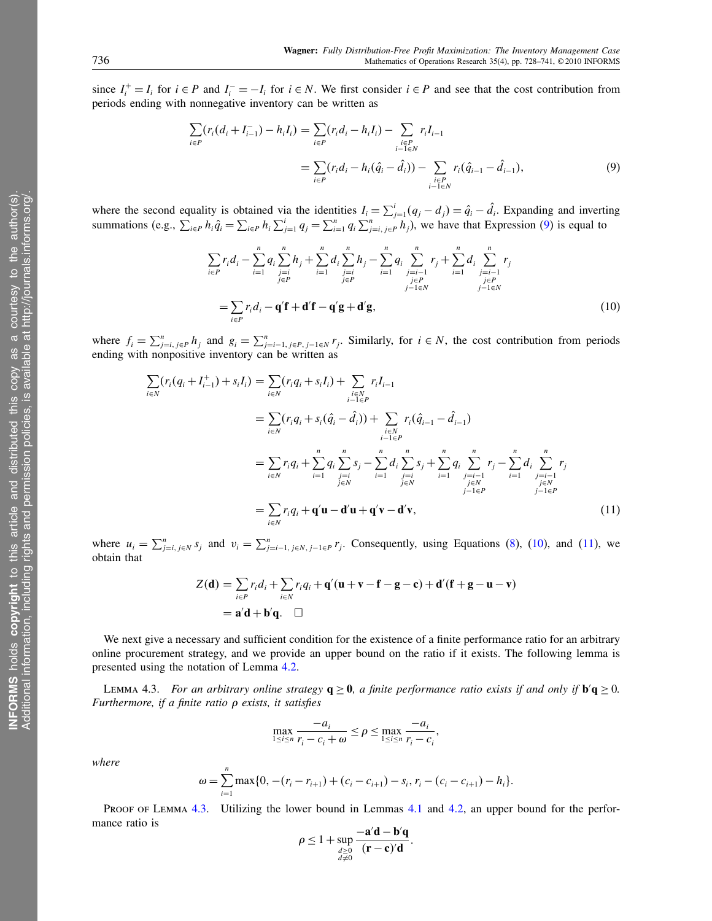since $I_i^+ = I_i$ for $i \in P$ and $I_i^- = -I_i$ for $i \in N$. We first consider $i \in P$ and see that the cost contribution from periods ending with nonnegative inventory can be written as

$$\sum_{i\in P}(r_i(d_i + I_{i-1}^-) - h_i I_i) = \sum_{i\in P}(r_i d_i - h_i I_i) - \sum_{\substack{i\in P\\ i-1\in N}} r_i I_{i-1}$$
$$= \sum_{i\in P}(r_i d_i - h_i(\hat{q}_i - \hat{d}_i)) - \sum_{\substack{i\in P\\ i-1\in N}} r_i(\hat{q}_{i-1} - \hat{d}_{i-1}), \tag{9}$$

where the second equality is obtained via the identities $I_i = \sum_{j=1}^{i}(q_j - d_j) = \hat{q}_i - \hat{d}_i$. Expanding and inverting summations (e.g., $\sum_{i\in P} h_i \hat{q}_i = \sum_{i\in P} h_i \sum_{j=1}^{i} q_j = \sum_{i=1}^{n} q_i \sum_{j=i,\, j\in P}^{n} h_j$), we have that Expression (9) is equal to

$$\sum_{i\in P} r_i d_i - \sum_{i=1}^{n} q_i \sum_{\substack{j=i\\ j\in P}}^{n} h_j + \sum_{i=1}^{n} d_i \sum_{\substack{j=i\\ j\in P}}^{n} h_j - \sum_{i=1}^{n} q_i \sum_{\substack{j=i-1\\ j\in P\\ j-1\in N}}^{n} r_j + \sum_{i=1}^{n} d_i \sum_{\substack{j=i-1\\ j\in P\\ j-1\in N}}^{n} r_j$$
$$= \sum_{i\in P} r_i d_i - \mathbf{q}'\mathbf{f} + \mathbf{d}'\mathbf{f} - \mathbf{q}'\mathbf{g} + \mathbf{d}'\mathbf{g}, \tag{10}$$

where $f_i = \sum_{j=i,\, j\in P}^{n} h_j$ and $g_i = \sum_{j=i-1,\, j\in P,\, j-1\in N}^{n} r_j$. Similarly, for $i \in N$, the cost contribution from periods ending with nonpositive inventory can be written as

$$\sum_{i\in N}(r_i(q_i + I_{i-1}^+) + s_i I_i) = \sum_{i\in N}(r_i q_i + s_i I_i) + \sum_{\substack{i\in N\\ i-1\in P}} r_i I_{i-1}$$
$$= \sum_{i\in N}(r_i q_i + s_i(\hat{q}_i - \hat{d}_i)) + \sum_{\substack{i\in N\\ i-1\in P}} r_i(\hat{q}_{i-1} - \hat{d}_{i-1})$$
$$= \sum_{i\in N} r_i q_i + \sum_{i=1}^{n} q_i \sum_{\substack{j=i\\ j\in N}}^{n} s_j - \sum_{i=1}^{n} d_i \sum_{\substack{j=i\\ j\in N}}^{n} s_j + \sum_{i=1}^{n} q_i \sum_{\substack{j=i-1\\ j\in N\\ j-1\in P}}^{n} r_j - \sum_{i=1}^{n} d_i \sum_{\substack{j=i-1\\ j\in N\\ j-1\in P}}^{n} r_j$$
$$= \sum_{i\in N} r_i q_i + \mathbf{q}'\mathbf{u} - \mathbf{d}'\mathbf{u} + \mathbf{q}'\mathbf{v} - \mathbf{d}'\mathbf{v}, \tag{11}$$

where $u_i = \sum_{j=i,\, j\in N}^{n} s_j$ and $v_i = \sum_{j=i-1,\, j\in N,\, j-1\in P}^{n} r_j$. Consequently, using Equations (8), (10), and (11), we obtain that

$$Z(\mathbf{d}) = \sum_{i\in P} r_i d_i + \sum_{i\in N} r_i q_i + \mathbf{q}'(\mathbf{u} + \mathbf{v} - \mathbf{f} - \mathbf{g} - \mathbf{c}) + \mathbf{d}'(\mathbf{f} + \mathbf{g} - \mathbf{u} - \mathbf{v})$$
$$= \mathbf{a}'\mathbf{d} + \mathbf{b}'\mathbf{q}. \quad \square$$

We next give a necessary and sufficient condition for the existence of a finite performance ratio for an arbitrary online procurement strategy, and we provide an upper bound on the ratio if it exists. The following lemma is presented using the notation of Lemma 4.2.

Lemma 4.3. *For an arbitrary online strategy $\mathbf{q} \geq \mathbf{0}$, a finite performance ratio exists if and only if $\mathbf{b}'\mathbf{q} \geq 0$. Furthermore, if a finite ratio $\rho$ exists, it satisfies*

$$\max_{1\le i\le n} \frac{-a_i}{r_i - c_i + \omega} \le \rho \le \max_{1\le i\le n} \frac{-a_i}{r_i - c_i},$$

*where*

$$\omega = \sum_{i=1}^{n} \max\{0, -(r_i - r_{i+1}) + (c_i - c_{i+1}) - s_i, r_i - (c_i - c_{i+1}) - h_i\}.$$

Proof of Lemma 4.3. Utilizing the lower bound in Lemmas 4.1 and 4.2, an upper bound for the performance ratio is

$$\rho \le 1 + \sup_{\substack{d\ge 0\\ d\ne 0}} \frac{-\mathbf{a}'\mathbf{d} - \mathbf{b}'\mathbf{q}}{(\mathbf{r} - \mathbf{c})'\mathbf{d}}.$$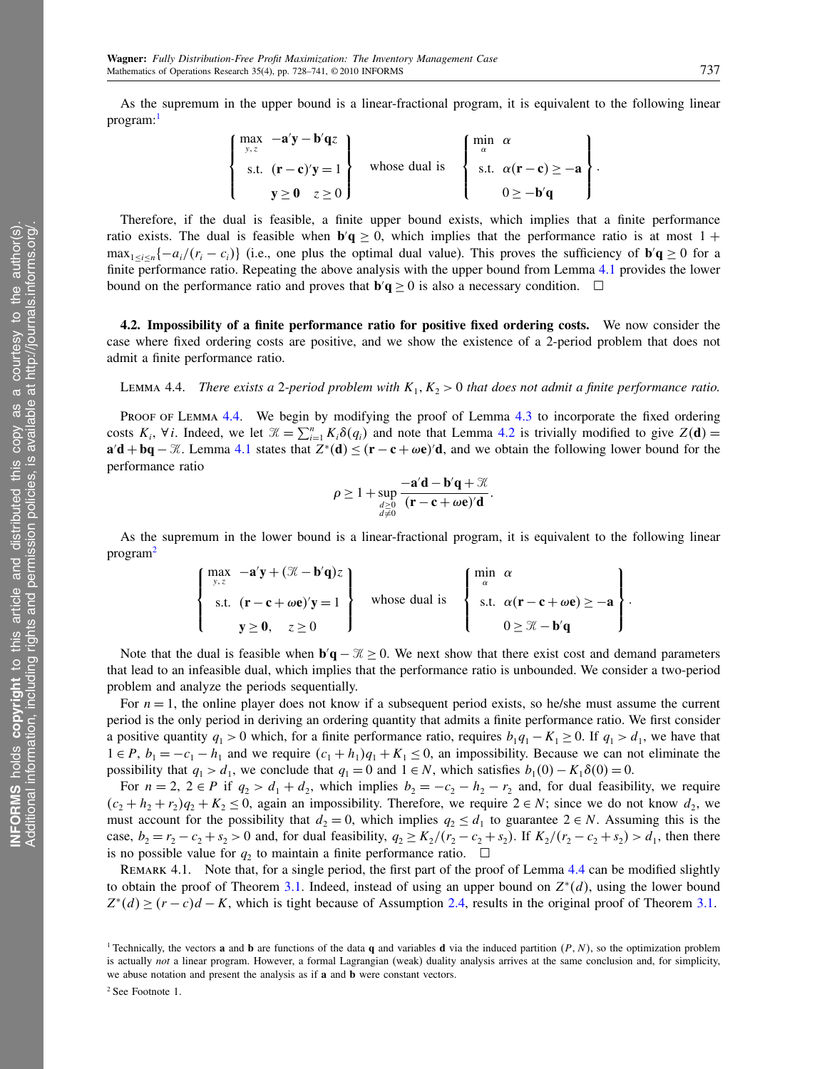As the supremum in the upper bound is a linear-fractional program, it is equivalent to the following linear program:[1]

$$\left\{\begin{array}{ll} \max\limits_{y,z} & -\mathbf{a}'\mathbf{y} - \mathbf{b}'\mathbf{q}z \\ \text{s.t.} & (\mathbf{r}-\mathbf{c})'\mathbf{y} = 1 \\ & \mathbf{y} \geq \mathbf{0} \quad z \geq 0 \end{array}\right\} \quad \text{whose dual is} \quad \left\{\begin{array}{ll} \min\limits_{\alpha} & \alpha \\ \text{s.t.} & \alpha(\mathbf{r}-\mathbf{c}) \geq -\mathbf{a} \\ & 0 \geq -\mathbf{b}'\mathbf{q} \end{array}\right\}.$$

Therefore, if the dual is feasible, a finite upper bound exists, which implies that a finite performance ratio exists. The dual is feasible when $\mathbf{b}'\mathbf{q} \geq 0$, which implies that the performance ratio is at most $1 + \max_{1\leq i\leq n}\{-a_i/(r_i - c_i)\}$ (i.e., one plus the optimal dual value). This proves the sufficiency of $\mathbf{b}'\mathbf{q} \geq 0$ for a finite performance ratio. Repeating the above analysis with the upper bound from Lemma 4.1 provides the lower bound on the performance ratio and proves that $\mathbf{b}'\mathbf{q} \geq 0$ is also a necessary condition. $\square$

## 4.2. Impossibility of a finite performance ratio for positive fixed ordering costs.

We now consider the case where fixed ordering costs are positive, and we show the existence of a 2-period problem that does not admit a finite performance ratio.

Lemma 4.4. *There exists a 2-period problem with $K_1, K_2 > 0$ that does not admit a finite performance ratio.*

Proof of Lemma 4.4. We begin by modifying the proof of Lemma 4.3 to incorporate the fixed ordering costs $K_i$, $\forall i$. Indeed, we let $\mathcal{K} = \sum_{i=1}^{n} K_i \delta(q_i)$ and note that Lemma 4.2 is trivially modified to give $Z(\mathbf{d}) = \mathbf{a}'\mathbf{d} + \mathbf{b}\mathbf{q} - \mathcal{K}$. Lemma 4.1 states that $Z^*(\mathbf{d}) \leq (\mathbf{r} - \mathbf{c} + \omega\mathbf{e})'\mathbf{d}$, and we obtain the following lower bound for the performance ratio

$$\rho \geq 1 + \sup_{\substack{d\geq 0 \\ d\neq 0}} \frac{-\mathbf{a}'\mathbf{d} - \mathbf{b}'\mathbf{q} + \mathcal{K}}{(\mathbf{r} - \mathbf{c} + \omega\mathbf{e})'\mathbf{d}}.$$

As the supremum in the lower bound is a linear-fractional program, it is equivalent to the following linear program[2]

$$\left\{\begin{array}{ll} \max\limits_{y,z} & -\mathbf{a}'\mathbf{y} + (\mathcal{K} - \mathbf{b}'\mathbf{q})z \\ \text{s.t.} & (\mathbf{r}-\mathbf{c}+\omega\mathbf{e})'\mathbf{y} = 1 \\ & \mathbf{y} \geq \mathbf{0}, \quad z \geq 0 \end{array}\right\} \quad \text{whose dual is} \quad \left\{\begin{array}{ll} \min\limits_{\alpha} & \alpha \\ \text{s.t.} & \alpha(\mathbf{r}-\mathbf{c}+\omega\mathbf{e}) \geq -\mathbf{a} \\ & 0 \geq \mathcal{K} - \mathbf{b}'\mathbf{q} \end{array}\right\}.$$

Note that the dual is feasible when $\mathbf{b}'\mathbf{q} - \mathcal{K} \geq 0$. We next show that there exist cost and demand parameters that lead to an infeasible dual, which implies that the performance ratio is unbounded. We consider a two-period problem and analyze the periods sequentially.

For $n = 1$, the online player does not know if a subsequent period exists, so he/she must assume the current period is the only period in deriving an ordering quantity that admits a finite performance ratio. We first consider a positive quantity $q_1 > 0$ which, for a finite performance ratio, requires $b_1 q_1 - K_1 \geq 0$. If $q_1 > d_1$, we have that $1 \in P$, $b_1 = -c_1 - h_1$ and we require $(c_1 + h_1)q_1 + K_1 \leq 0$, an impossibility. Because we can not eliminate the possibility that $q_1 > d_1$, we conclude that $q_1 = 0$ and $1 \in N$, which satisfies $b_1(0) - K_1\delta(0) = 0$.

For $n = 2$, $2 \in P$ if $q_2 > d_1 + d_2$, which implies $b_2 = -c_2 - h_2 - r_2$ and, for dual feasibility, we require $(c_2 + h_2 + r_2)q_2 + K_2 \leq 0$, again an impossibility. Therefore, we require $2 \in N$; since we do not know $d_2$, we must account for the possibility that $d_2 = 0$, which implies $q_2 \leq d_1$ to guarantee $2 \in N$. Assuming this is the case, $b_2 = r_2 - c_2 + s_2 > 0$ and, for dual feasibility, $q_2 \geq K_2/(r_2 - c_2 + s_2)$. If $K_2/(r_2 - c_2 + s_2) > d_1$, then there is no possible value for $q_2$ to maintain a finite performance ratio. $\square$

Remark 4.1. Note that, for a single period, the first part of the proof of Lemma 4.4 can be modified slightly to obtain the proof of Theorem 3.1. Indeed, instead of using an upper bound on $Z^*(d)$, using the lower bound $Z^*(d) \geq (r - c)d - K$, which is tight because of Assumption 2.4, results in the original proof of Theorem 3.1.

[1] Technically, the vectors $\mathbf{a}$ and $\mathbf{b}$ are functions of the data $\mathbf{q}$ and variables $\mathbf{d}$ via the induced partition $(P, N)$, so the optimization problem is actually *not* a linear program. However, a formal Lagrangian (weak) duality analysis arrives at the same conclusion and, for simplicity, we abuse notation and present the analysis as if $\mathbf{a}$ and $\mathbf{b}$ were constant vectors.

[2] See Footnote 1.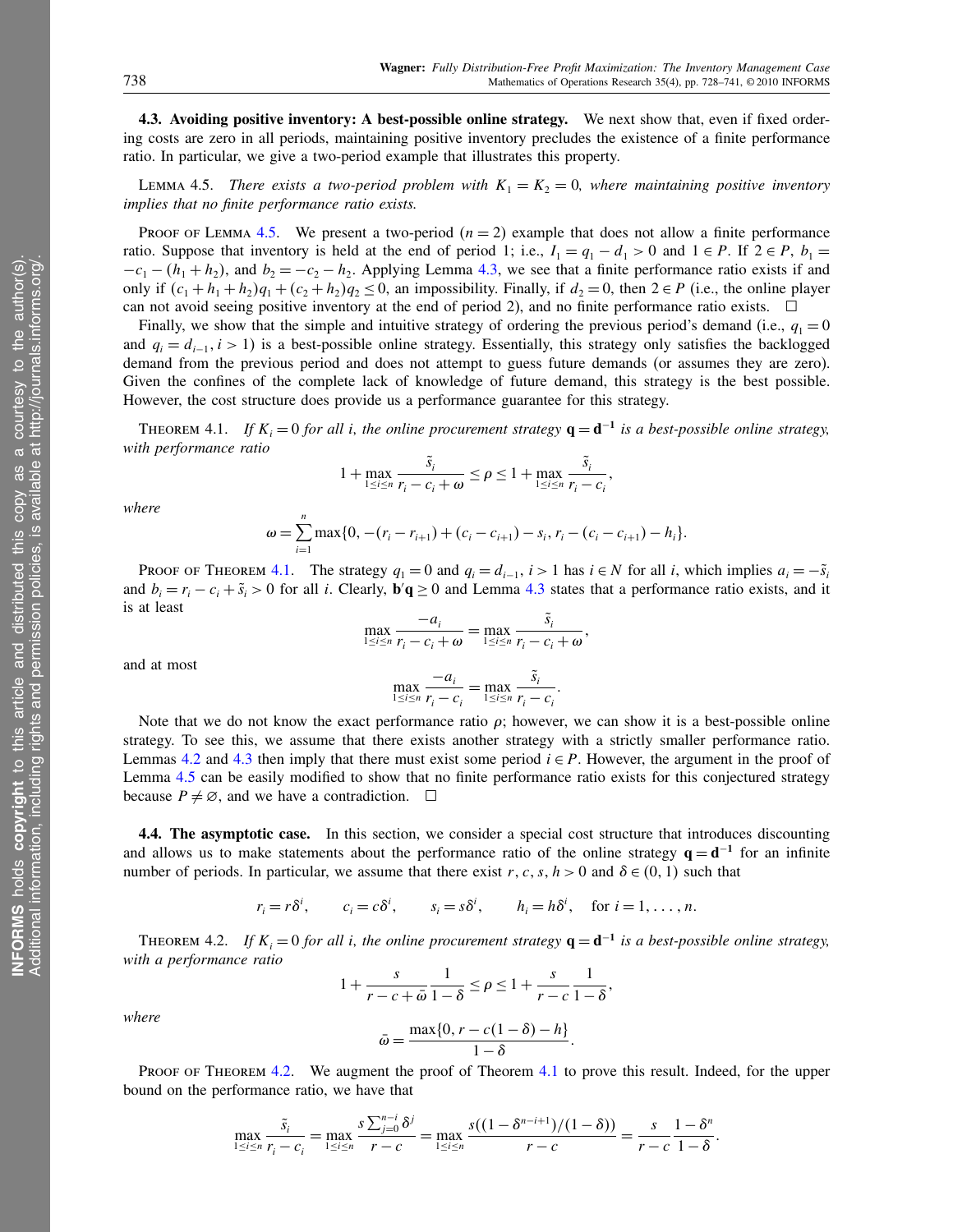### 4.3. Avoiding positive inventory: A best-possible online strategy.

We next show that, even if fixed ordering costs are zero in all periods, maintaining positive inventory precludes the existence of a finite performance ratio. In particular, we give a two-period example that illustrates this property.

LEMMA 4.5. *There exists a two-period problem with $K_1 = K_2 = 0$, where maintaining positive inventory implies that no finite performance ratio exists.*

PROOF OF LEMMA 4.5. We present a two-period ($n = 2$) example that does not allow a finite performance ratio. Suppose that inventory is held at the end of period 1; i.e., $I_1 = q_1 - d_1 > 0$ and $1 \in P$. If $2 \in P$, $b_1 = -c_1 - (h_1 + h_2)$, and $b_2 = -c_2 - h_2$. Applying Lemma 4.3, we see that a finite performance ratio exists if and only if $(c_1 + h_1 + h_2)q_1 + (c_2 + h_2)q_2 \leq 0$, an impossibility. Finally, if $d_2 = 0$, then $2 \in P$ (i.e., the online player can not avoid seeing positive inventory at the end of period 2), and no finite performance ratio exists. □

Finally, we show that the simple and intuitive strategy of ordering the previous period's demand (i.e., $q_1 = 0$ and $q_i = d_{i-1}$, $i > 1$) is a best-possible online strategy. Essentially, this strategy only satisfies the backlogged demand from the previous period and does not attempt to guess future demands (or assumes they are zero). Given the confines of the complete lack of knowledge of future demand, this strategy is the best possible. However, the cost structure does provide us a performance guarantee for this strategy.

THEOREM 4.1. *If $K_i = 0$ for all $i$, the online procurement strategy $\mathbf{q} = \mathbf{d}^{-1}$ is a best-possible online strategy, with performance ratio*

$$1 + \max_{1 \leq i \leq n} \frac{\tilde{s}_i}{r_i - c_i + \omega} \leq \rho \leq 1 + \max_{1 \leq i \leq n} \frac{\tilde{s}_i}{r_i - c_i},$$

*where*

$$\omega = \sum_{i=1}^{n} \max\{0, -(r_i - r_{i+1}) + (c_i - c_{i+1}) - s_i, r_i - (c_i - c_{i+1}) - h_i\}.$$

PROOF OF THEOREM 4.1. The strategy $q_1 = 0$ and $q_i = d_{i-1}$, $i > 1$ has $i \in N$ for all $i$, which implies $a_i = -\tilde{s}_i$ and $b_i = r_i - c_i + \tilde{s}_i > 0$ for all $i$. Clearly, $\mathbf{b}'\mathbf{q} \geq 0$ and Lemma 4.3 states that a performance ratio exists, and it is at least

$$\max_{1 \leq i \leq n} \frac{-a_i}{r_i - c_i + \omega} = \max_{1 \leq i \leq n} \frac{\tilde{s}_i}{r_i - c_i + \omega},$$

and at most

$$\max_{1 \leq i \leq n} \frac{-a_i}{r_i - c_i} = \max_{1 \leq i \leq n} \frac{\tilde{s}_i}{r_i - c_i}.$$

Note that we do not know the exact performance ratio $\rho$; however, we can show it is a best-possible online strategy. To see this, we assume that there exists another strategy with a strictly smaller performance ratio. Lemmas 4.2 and 4.3 then imply that there must exist some period $i \in P$. However, the argument in the proof of Lemma 4.5 can be easily modified to show that no finite performance ratio exists for this conjectured strategy because $P \neq \varnothing$, and we have a contradiction. □

### 4.4. The asymptotic case.

In this section, we consider a special cost structure that introduces discounting and allows us to make statements about the performance ratio of the online strategy $\mathbf{q} = \mathbf{d}^{-1}$ for an infinite number of periods. In particular, we assume that there exist $r, c, s, h > 0$ and $\delta \in (0, 1)$ such that

$$r_i = r\delta^i, \qquad c_i = c\delta^i, \qquad s_i = s\delta^i, \qquad h_i = h\delta^i, \quad \text{for } i = 1, \ldots, n.$$

THEOREM 4.2. *If $K_i = 0$ for all $i$, the online procurement strategy $\mathbf{q} = \mathbf{d}^{-1}$ is a best-possible online strategy, with a performance ratio*

$$1 + \frac{s}{r - c + \bar{\omega}} \frac{1}{1 - \delta} \leq \rho \leq 1 + \frac{s}{r - c} \frac{1}{1 - \delta},$$

*where*

$$\bar{\omega} = \frac{\max\{0, r - c(1 - \delta) - h\}}{1 - \delta}.$$

PROOF OF THEOREM 4.2. We augment the proof of Theorem 4.1 to prove this result. Indeed, for the upper bound on the performance ratio, we have that

$$\max_{1 \leq i \leq n} \frac{\tilde{s}_i}{r_i - c_i} = \max_{1 \leq i \leq n} \frac{s\sum_{j=0}^{n-i} \delta^j}{r - c} = \max_{1 \leq i \leq n} \frac{s((1 - \delta^{n-i+1})/(1 - \delta))}{r - c} = \frac{s}{r - c} \frac{1 - \delta^n}{1 - \delta}.$$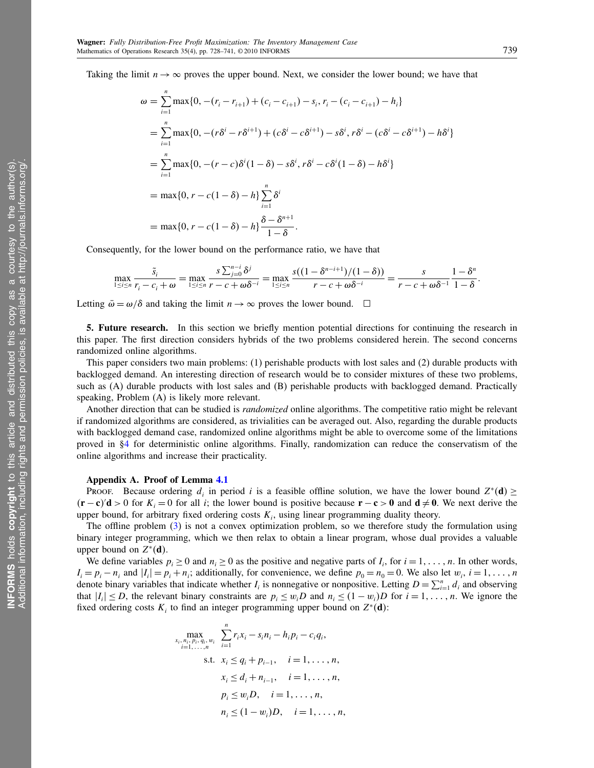Taking the limit $n \to \infty$ proves the upper bound. Next, we consider the lower bound; we have that

$$
\begin{aligned}
\omega &= \sum_{i=1}^{n} \max\{0, -(r_i - r_{i+1}) + (c_i - c_{i+1}) - s_i, r_i - (c_i - c_{i+1}) - h_i\} \\
&= \sum_{i=1}^{n} \max\{0, -(r\delta^i - r\delta^{i+1}) + (c\delta^i - c\delta^{i+1}) - s\delta^i, r\delta^i - (c\delta^i - c\delta^{i+1}) - h\delta^i\} \\
&= \sum_{i=1}^{n} \max\{0, -(r-c)\delta^i(1-\delta) - s\delta^i, r\delta^i - c\delta^i(1-\delta) - h\delta^i\} \\
&= \max\{0, r - c(1-\delta) - h\} \sum_{i=1}^{n} \delta^i \\
&= \max\{0, r - c(1-\delta) - h\} \frac{\delta - \delta^{n+1}}{1-\delta}.
\end{aligned}
$$

Consequently, for the lower bound on the performance ratio, we have that

$$
\max_{1 \le i \le n} \frac{\tilde{s}_i}{r_i - c_i + \omega} = \max_{1 \le i \le n} \frac{s \sum_{j=0}^{n-i} \delta^j}{r - c + \omega\delta^{-i}} = \max_{1 \le i \le n} \frac{s((1-\delta^{n-i+1})/(1-\delta))}{r - c + \omega\delta^{-i}} = \frac{s}{r - c + \omega\delta^{-1}} \frac{1-\delta^n}{1-\delta}.
$$

Letting $\bar{\omega} = \omega/\delta$ and taking the limit $n \to \infty$ proves the lower bound. $\square$

**5. Future research.** In this section we briefly mention potential directions for continuing the research in this paper. The first direction considers hybrids of the two problems considered herein. The second concerns randomized online algorithms.

This paper considers two main problems: (1) perishable products with lost sales and (2) durable products with backlogged demand. An interesting direction of research would be to consider mixtures of these two problems, such as (A) durable products with lost sales and (B) perishable products with backlogged demand. Practically speaking, Problem (A) is likely more relevant.

Another direction that can be studied is *randomized* online algorithms. The competitive ratio might be relevant if randomized algorithms are considered, as trivialities can be averaged out. Also, regarding the durable products with backlogged demand case, randomized online algorithms might be able to overcome some of the limitations proved in §4 for deterministic online algorithms. Finally, randomization can reduce the conservatism of the online algorithms and increase their practicality.

**Appendix A. Proof of Lemma 4.1**

Proof. Because ordering $d_i$ in period $i$ is a feasible offline solution, we have the lower bound $Z^*(\mathbf{d}) \ge (\mathbf{r} - \mathbf{c})'\mathbf{d} > 0$ for $K_i = 0$ for all $i$; the lower bound is positive because $\mathbf{r} - \mathbf{c} > \mathbf{0}$ and $\mathbf{d} \neq \mathbf{0}$. We next derive the upper bound, for arbitrary fixed ordering costs $K_i$, using linear programming duality theory.

The offline problem (3) is not a convex optimization problem, so we therefore study the formulation using binary integer programming, which we then relax to obtain a linear program, whose dual provides a valuable upper bound on $Z^*(\mathbf{d})$.

We define variables $p_i \ge 0$ and $n_i \ge 0$ as the positive and negative parts of $I_i$, for $i = 1, \ldots, n$. In other words, $I_i = p_i - n_i$ and $|I_i| = p_i + n_i$; additionally, for convenience, we define $p_0 = n_0 = 0$. We also let $w_i$, $i = 1, \ldots, n$ denote binary variables that indicate whether $I_i$ is nonnegative or nonpositive. Letting $D = \sum_{i=1}^{n} d_i$ and observing that $|I_i| \le D$, the relevant binary constraints are $p_i \le w_i D$ and $n_i \le (1 - w_i)D$ for $i = 1, \ldots, n$. We ignore the fixed ordering costs $K_i$ to find an integer programming upper bound on $Z^*(\mathbf{d})$:

$$
\begin{aligned}
\max_{\substack{x_i, n_i, p_i, q_i, w_i \\ i=1,\ldots,n}} \quad & \sum_{i=1}^{n} r_i x_i - s_i n_i - h_i p_i - c_i q_i, \\
\text{s.t.} \quad & x_i \le q_i + p_{i-1}, \quad i = 1, \ldots, n, \\
& x_i \le d_i + n_{i-1}, \quad i = 1, \ldots, n, \\
& p_i \le w_i D, \quad i = 1, \ldots, n, \\
& n_i \le (1 - w_i) D, \quad i = 1, \ldots, n,
\end{aligned}
$$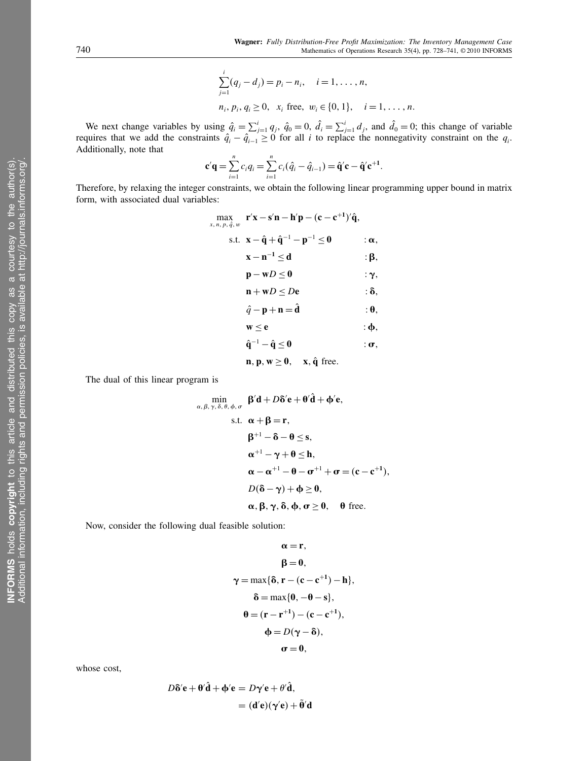$$\sum_{j=1}^{i}(q_j - d_j) = p_i - n_i, \quad i = 1, \ldots, n,$$

$$n_i, p_i, q_i \geq 0, \quad x_i \text{ free}, \; w_i \in \{0, 1\}, \quad i = 1, \ldots, n.$$

We next change variables by using $\hat{q}_i = \sum_{j=1}^{i} q_j$, $\hat{q}_0 = 0$, $\hat{d}_i = \sum_{j=1}^{i} d_j$, and $\hat{d}_0 = 0$; this change of variable requires that we add the constraints $\hat{q}_i - \hat{q}_{i-1} \geq 0$ for all $i$ to replace the nonnegativity constraint on the $q_i$. Additionally, note that

$$\mathbf{c}'\mathbf{q} = \sum_{i=1}^{n} c_i q_i = \sum_{i=1}^{n} c_i(\hat{q}_i - \hat{q}_{i-1}) = \hat{\mathbf{q}}'\mathbf{c} - \hat{\mathbf{q}}'\mathbf{c}^{+1}.$$

Therefore, by relaxing the integer constraints, we obtain the following linear programming upper bound in matrix form, with associated dual variables:

$$\begin{aligned}
\max_{x, n, p, \hat{q}, w} \quad & \mathbf{r}'\mathbf{x} - \mathbf{s}'\mathbf{n} - \mathbf{h}'\mathbf{p} - (\mathbf{c} - \mathbf{c}^{+1})'\hat{\mathbf{q}}, & \\
\text{s.t.} \quad & \mathbf{x} - \hat{\mathbf{q}} + \hat{\mathbf{q}}^{-1} - \mathbf{p}^{-1} \leq \mathbf{0} & : \boldsymbol{\alpha}, \\
& \mathbf{x} - \mathbf{n}^{-1} \leq \mathbf{d} & : \boldsymbol{\beta}, \\
& \mathbf{p} - \mathbf{w}D \leq \mathbf{0} & : \boldsymbol{\gamma}, \\
& \mathbf{n} + \mathbf{w}D \leq D\mathbf{e} & : \boldsymbol{\delta}, \\
& \hat{q} - \mathbf{p} + \mathbf{n} = \hat{\mathbf{d}} & : \boldsymbol{\theta}, \\
& \mathbf{w} \leq \mathbf{e} & : \boldsymbol{\phi}, \\
& \hat{\mathbf{q}}^{-1} - \hat{\mathbf{q}} \leq \mathbf{0} & : \boldsymbol{\sigma}, \\
& \mathbf{n}, \mathbf{p}, \mathbf{w} \geq \mathbf{0}, \quad \mathbf{x}, \hat{\mathbf{q}} \text{ free.} &
\end{aligned}$$

The dual of this linear program is

$$\begin{aligned}
\min_{\alpha, \beta, \gamma, \delta, \theta, \phi, \sigma} \quad & \boldsymbol{\beta}'\mathbf{d} + D\boldsymbol{\delta}'\mathbf{e} + \boldsymbol{\theta}'\hat{\mathbf{d}} + \boldsymbol{\phi}'\mathbf{e}, \\
\text{s.t.} \quad & \boldsymbol{\alpha} + \boldsymbol{\beta} = \mathbf{r}, \\
& \boldsymbol{\beta}^{+1} - \boldsymbol{\delta} - \boldsymbol{\theta} \leq \mathbf{s}, \\
& \boldsymbol{\alpha}^{+1} - \boldsymbol{\gamma} + \boldsymbol{\theta} \leq \mathbf{h}, \\
& \boldsymbol{\alpha} - \boldsymbol{\alpha}^{+1} - \boldsymbol{\theta} - \boldsymbol{\sigma}^{+1} + \boldsymbol{\sigma} = (\mathbf{c} - \mathbf{c}^{+1}), \\
& D(\boldsymbol{\delta} - \boldsymbol{\gamma}) + \boldsymbol{\phi} \geq \mathbf{0}, \\
& \boldsymbol{\alpha}, \boldsymbol{\beta}, \boldsymbol{\gamma}, \boldsymbol{\delta}, \boldsymbol{\phi}, \boldsymbol{\sigma} \geq \mathbf{0}, \quad \boldsymbol{\theta} \text{ free.}
\end{aligned}$$

Now, consider the following dual feasible solution:

$$\begin{aligned}
\boldsymbol{\alpha} &= \mathbf{r}, \\
\boldsymbol{\beta} &= \mathbf{0}, \\
\boldsymbol{\gamma} &= \max\{\boldsymbol{\delta}, \mathbf{r} - (\mathbf{c} - \mathbf{c}^{+1}) - \mathbf{h}\}, \\
\boldsymbol{\delta} &= \max\{\mathbf{0}, -\boldsymbol{\theta} - \mathbf{s}\}, \\
\boldsymbol{\theta} &= (\mathbf{r} - \mathbf{r}^{+1}) - (\mathbf{c} - \mathbf{c}^{+1}), \\
\boldsymbol{\phi} &= D(\boldsymbol{\gamma} - \boldsymbol{\delta}), \\
\boldsymbol{\sigma} &= \mathbf{0},
\end{aligned}$$

whose cost,

$$\begin{aligned}
D\boldsymbol{\delta}'\mathbf{e} + \boldsymbol{\theta}'\hat{\mathbf{d}} + \boldsymbol{\phi}'\mathbf{e} &= D\boldsymbol{\gamma}'\mathbf{e} + \theta'\hat{\mathbf{d}}, \\
&= (\mathbf{d}'\mathbf{e})(\boldsymbol{\gamma}'\mathbf{e}) + \tilde{\boldsymbol{\theta}}'\mathbf{d}
\end{aligned}$$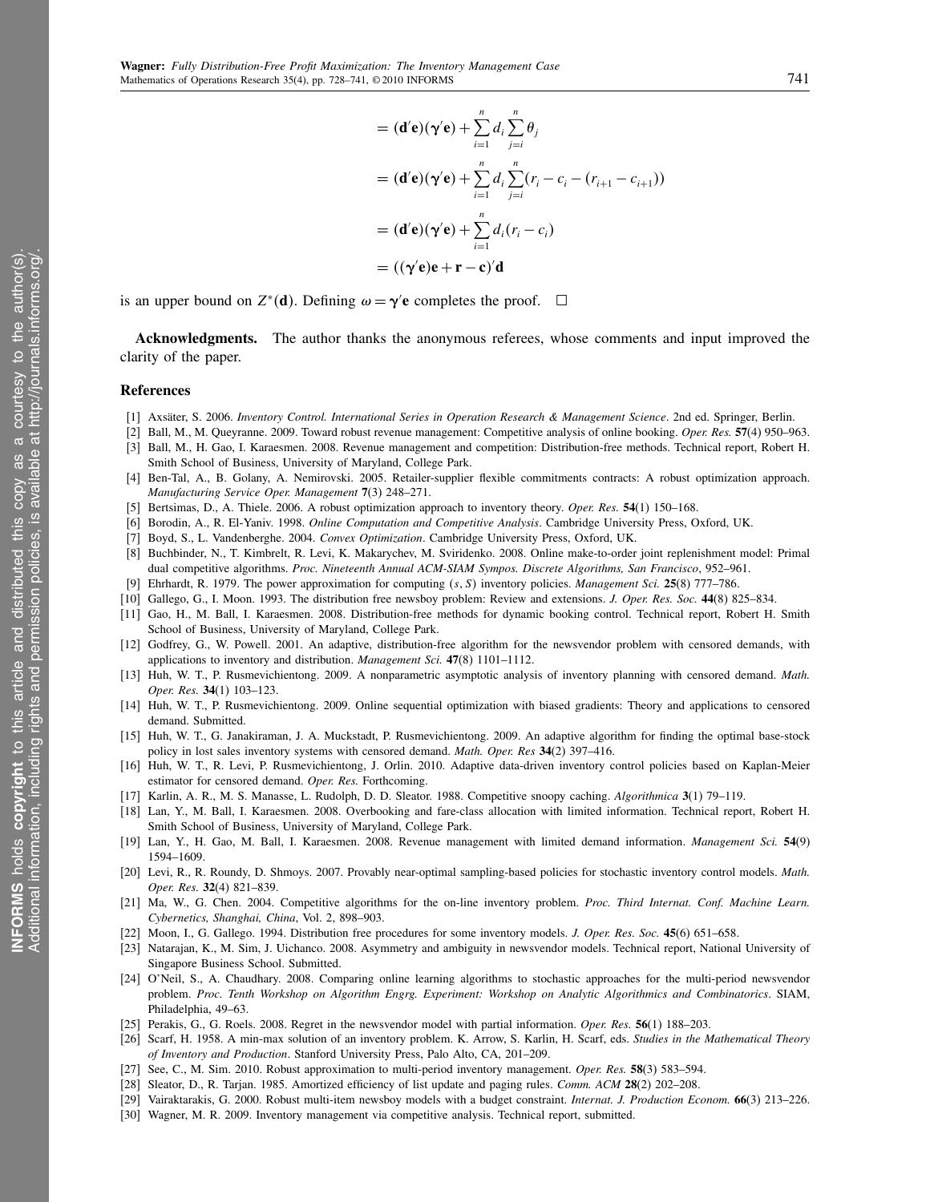$$
\begin{aligned}
&= (\mathbf{d}'\mathbf{e})(\boldsymbol{\gamma}'\mathbf{e}) + \sum_{i=1}^{n} d_i \sum_{j=i}^{n} \theta_j \\
&= (\mathbf{d}'\mathbf{e})(\boldsymbol{\gamma}'\mathbf{e}) + \sum_{i=1}^{n} d_i \sum_{j=i}^{n} (r_i - c_i - (r_{i+1} - c_{i+1})) \\
&= (\mathbf{d}'\mathbf{e})(\boldsymbol{\gamma}'\mathbf{e}) + \sum_{i=1}^{n} d_i (r_i - c_i) \\
&= ((\boldsymbol{\gamma}'\mathbf{e})\mathbf{e} + \mathbf{r} - \mathbf{c})'\mathbf{d}
\end{aligned}
$$

is an upper bound on $Z^*(\mathbf{d})$. Defining $\omega = \boldsymbol{\gamma}'\mathbf{e}$ completes the proof. $\square$

**Acknowledgments.** The author thanks the anonymous referees, whose comments and input improved the clarity of the paper.

## References

[1] Axsäter, S. 2006. *Inventory Control. International Series in Operation Research & Management Science*. 2nd ed. Springer, Berlin.

[2] Ball, M., M. Queyranne. 2009. Toward robust revenue management: Competitive analysis of online booking. *Oper. Res.* **57**(4) 950–963.

[3] Ball, M., H. Gao, I. Karaesmen. 2008. Revenue management and competition: Distribution-free methods. Technical report, Robert H. Smith School of Business, University of Maryland, College Park.

[4] Ben-Tal, A., B. Golany, A. Nemirovski. 2005. Retailer-supplier flexible commitments contracts: A robust optimization approach. *Manufacturing Service Oper. Management* **7**(3) 248–271.

[5] Bertsimas, D., A. Thiele. 2006. A robust optimization approach to inventory theory. *Oper. Res.* **54**(1) 150–168.

[6] Borodin, A., R. El-Yaniv. 1998. *Online Computation and Competitive Analysis*. Cambridge University Press, Oxford, UK.

[7] Boyd, S., L. Vandenberghe. 2004. *Convex Optimization*. Cambridge University Press, Oxford, UK.

[8] Buchbinder, N., T. Kimbrelt, R. Levi, K. Makarychev, M. Sviridenko. 2008. Online make-to-order joint replenishment model: Primal dual competitive algorithms. *Proc. Nineteenth Annual ACM-SIAM Sympos. Discrete Algorithms, San Francisco*, 952–961.

[9] Ehrhardt, R. 1979. The power approximation for computing $(s, S)$ inventory policies. *Management Sci.* **25**(8) 777–786.

[10] Gallego, G., I. Moon. 1993. The distribution free newsboy problem: Review and extensions. *J. Oper. Res. Soc.* **44**(8) 825–834.

[11] Gao, H., M. Ball, I. Karaesmen. 2008. Distribution-free methods for dynamic booking control. Technical report, Robert H. Smith School of Business, University of Maryland, College Park.

[12] Godfrey, G., W. Powell. 2001. An adaptive, distribution-free algorithm for the newsvendor problem with censored demands, with applications to inventory and distribution. *Management Sci.* **47**(8) 1101–1112.

[13] Huh, W. T., P. Rusmevichientong. 2009. A nonparametric asymptotic analysis of inventory planning with censored demand. *Math. Oper. Res.* **34**(1) 103–123.

[14] Huh, W. T., P. Rusmevichientong. 2009. Online sequential optimization with biased gradients: Theory and applications to censored demand. Submitted.

[15] Huh, W. T., G. Janakiraman, J. A. Muckstadt, P. Rusmevichientong. 2009. An adaptive algorithm for finding the optimal base-stock policy in lost sales inventory systems with censored demand. *Math. Oper. Res* **34**(2) 397–416.

[16] Huh, W. T., R. Levi, P. Rusmevichientong, J. Orlin. 2010. Adaptive data-driven inventory control policies based on Kaplan-Meier estimator for censored demand. *Oper. Res.* Forthcoming.

[17] Karlin, A. R., M. S. Manasse, L. Rudolph, D. D. Sleator. 1988. Competitive snoopy caching. *Algorithmica* **3**(1) 79–119.

[18] Lan, Y., M. Ball, I. Karaesmen. 2008. Overbooking and fare-class allocation with limited information. Technical report, Robert H. Smith School of Business, University of Maryland, College Park.

[19] Lan, Y., H. Gao, M. Ball, I. Karaesmen. 2008. Revenue management with limited demand information. *Management Sci.* **54**(9) 1594–1609.

[20] Levi, R., R. Roundy, D. Shmoys. 2007. Provably near-optimal sampling-based policies for stochastic inventory control models. *Math. Oper. Res.* **32**(4) 821–839.

[21] Ma, W., G. Chen. 2004. Competitive algorithms for the on-line inventory problem. *Proc. Third Internat. Conf. Machine Learn. Cybernetics, Shanghai, China*, Vol. 2, 898–903.

[22] Moon, I., G. Gallego. 1994. Distribution free procedures for some inventory models. *J. Oper. Res. Soc.* **45**(6) 651–658.

[23] Natarajan, K., M. Sim, J. Uichanco. 2008. Asymmetry and ambiguity in newsvendor models. Technical report, National University of Singapore Business School. Submitted.

[24] O'Neil, S., A. Chaudhary. 2008. Comparing online learning algorithms to stochastic approaches for the multi-period newsvendor problem. *Proc. Tenth Workshop on Algorithm Engrg. Experiment: Workshop on Analytic Algorithmics and Combinatorics*. SIAM, Philadelphia, 49–63.

[25] Perakis, G., G. Roels. 2008. Regret in the newsvendor model with partial information. *Oper. Res.* **56**(1) 188–203.

[26] Scarf, H. 1958. A min-max solution of an inventory problem. K. Arrow, S. Karlin, H. Scarf, eds. *Studies in the Mathematical Theory of Inventory and Production*. Stanford University Press, Palo Alto, CA, 201–209.

[27] See, C., M. Sim. 2010. Robust approximation to multi-period inventory management. *Oper. Res.* **58**(3) 583–594.

[28] Sleator, D., R. Tarjan. 1985. Amortized efficiency of list update and paging rules. *Comm. ACM* **28**(2) 202–208.

[29] Vairaktarakis, G. 2000. Robust multi-item newsboy models with a budget constraint. *Internat. J. Production Econom.* **66**(3) 213–226.

[30] Wagner, M. R. 2009. Inventory management via competitive analysis. Technical report, submitted.